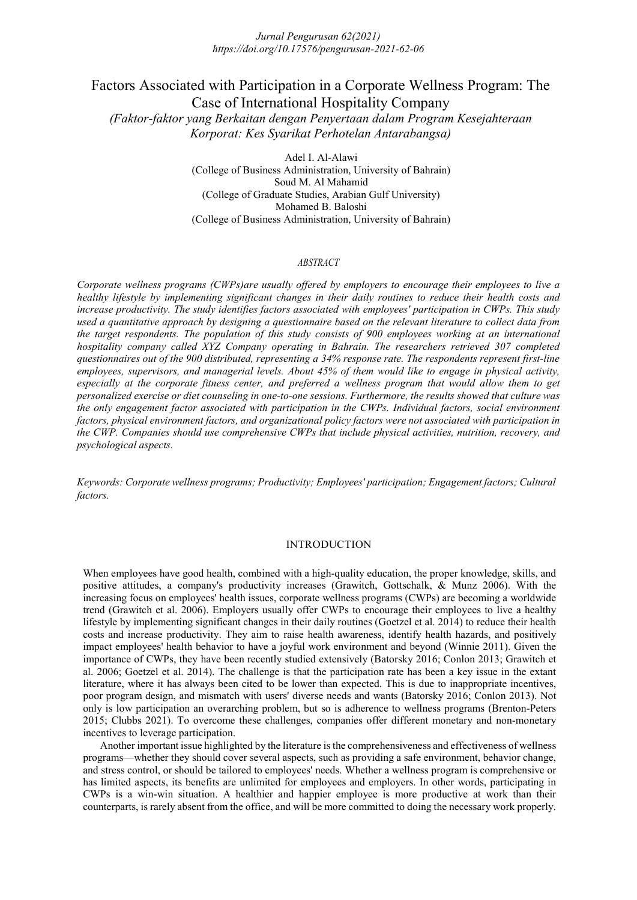# Factors Associated with Participation in a Corporate Wellness Program: The Case of International Hospitality Company

*(Faktor-faktor yang Berkaitan dengan Penyertaan dalam Program Kesejahteraan Korporat: Kes Syarikat Perhotelan Antarabangsa)*

Adel I. Al-Alawi
(College of Business Administration, University of Bahrain)
Soud M. Al Mahamid
(College of Graduate Studies, Arabian Gulf University)
Mohamed B. Baloshi
(College of Business Administration, University of Bahrain)

## ABSTRACT

*Corporate wellness programs (CWPs)are usually offered by employers to encourage their employees to live a healthy lifestyle by implementing significant changes in their daily routines to reduce their health costs and increase productivity. The study identifies factors associated with employees' participation in CWPs. This study used a quantitative approach by designing a questionnaire based on the relevant literature to collect data from the target respondents. The population of this study consists of 900 employees working at an international hospitality company called XYZ Company operating in Bahrain. The researchers retrieved 307 completed questionnaires out of the 900 distributed, representing a 34% response rate. The respondents represent first-line employees, supervisors, and managerial levels. About 45% of them would like to engage in physical activity, especially at the corporate fitness center, and preferred a wellness program that would allow them to get personalized exercise or diet counseling in one-to-one sessions. Furthermore, the results showed that culture was the only engagement factor associated with participation in the CWPs. Individual factors, social environment factors, physical environment factors, and organizational policy factors were not associated with participation in the CWP. Companies should use comprehensive CWPs that include physical activities, nutrition, recovery, and psychological aspects.*

*Keywords: Corporate wellness programs; Productivity; Employees' participation; Engagement factors; Cultural factors.*

## INTRODUCTION

When employees have good health, combined with a high-quality education, the proper knowledge, skills, and positive attitudes, a company's productivity increases (Grawitch, Gottschalk, & Munz 2006). With the increasing focus on employees' health issues, corporate wellness programs (CWPs) are becoming a worldwide trend (Grawitch et al. 2006). Employers usually offer CWPs to encourage their employees to live a healthy lifestyle by implementing significant changes in their daily routines (Goetzel et al. 2014) to reduce their health costs and increase productivity. They aim to raise health awareness, identify health hazards, and positively impact employees' health behavior to have a joyful work environment and beyond (Winnie 2011). Given the importance of CWPs, they have been recently studied extensively (Batorsky 2016; Conlon 2013; Grawitch et al. 2006; Goetzel et al. 2014). The challenge is that the participation rate has been a key issue in the extant literature, where it has always been cited to be lower than expected. This is due to inappropriate incentives, poor program design, and mismatch with users' diverse needs and wants (Batorsky 2016; Conlon 2013). Not only is low participation an overarching problem, but so is adherence to wellness programs (Brenton-Peters 2015; Clubbs 2021). To overcome these challenges, companies offer different monetary and non-monetary incentives to leverage participation.

Another important issue highlighted by the literature is the comprehensiveness and effectiveness of wellness programs—whether they should cover several aspects, such as providing a safe environment, behavior change, and stress control, or should be tailored to employees' needs. Whether a wellness program is comprehensive or has limited aspects, its benefits are unlimited for employees and employers. In other words, participating in CWPs is a win-win situation. A healthier and happier employee is more productive at work than their counterparts, is rarely absent from the office, and will be more committed to doing the necessary work properly.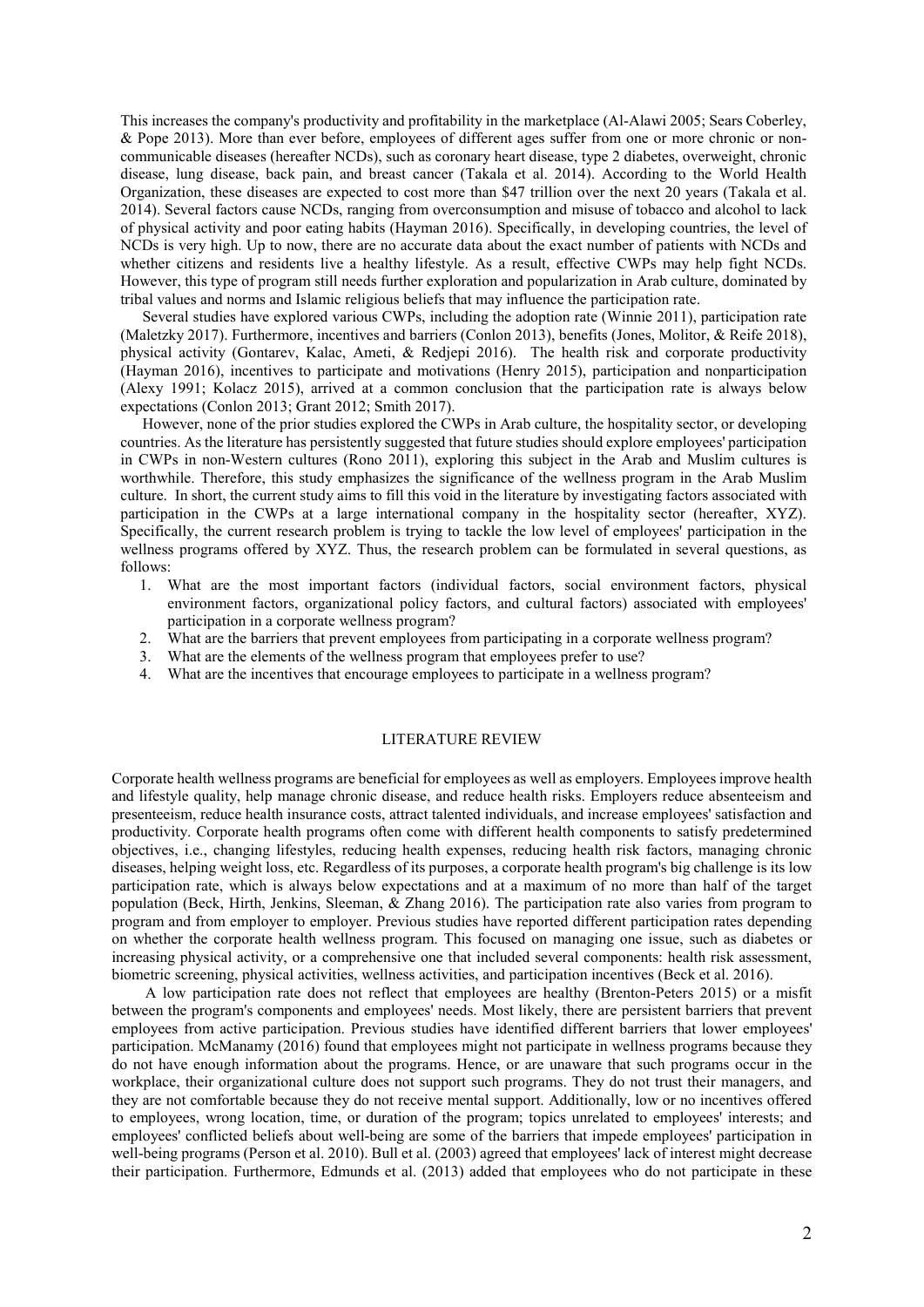This increases the company's productivity and profitability in the marketplace (Al-Alawi 2005; Sears Coberley, & Pope 2013). More than ever before, employees of different ages suffer from one or more chronic or non-communicable diseases (hereafter NCDs), such as coronary heart disease, type 2 diabetes, overweight, chronic disease, lung disease, back pain, and breast cancer (Takala et al. 2014). According to the World Health Organization, these diseases are expected to cost more than $47 trillion over the next 20 years (Takala et al. 2014). Several factors cause NCDs, ranging from overconsumption and misuse of tobacco and alcohol to lack of physical activity and poor eating habits (Hayman 2016). Specifically, in developing countries, the level of NCDs is very high. Up to now, there are no accurate data about the exact number of patients with NCDs and whether citizens and residents live a healthy lifestyle. As a result, effective CWPs may help fight NCDs. However, this type of program still needs further exploration and popularization in Arab culture, dominated by tribal values and norms and Islamic religious beliefs that may influence the participation rate.

Several studies have explored various CWPs, including the adoption rate (Winnie 2011), participation rate (Maletzky 2017). Furthermore, incentives and barriers (Conlon 2013), benefits (Jones, Molitor, & Reife 2018), physical activity (Gontarev, Kalac, Ameti, & Redjepi 2016). The health risk and corporate productivity (Hayman 2016), incentives to participate and motivations (Henry 2015), participation and nonparticipation (Alexy 1991; Kolacz 2015), arrived at a common conclusion that the participation rate is always below expectations (Conlon 2013; Grant 2012; Smith 2017).

However, none of the prior studies explored the CWPs in Arab culture, the hospitality sector, or developing countries. As the literature has persistently suggested that future studies should explore employees' participation in CWPs in non-Western cultures (Rono 2011), exploring this subject in the Arab and Muslim cultures is worthwhile. Therefore, this study emphasizes the significance of the wellness program in the Arab Muslim culture. In short, the current study aims to fill this void in the literature by investigating factors associated with participation in the CWPs at a large international company in the hospitality sector (hereafter, XYZ). Specifically, the current research problem is trying to tackle the low level of employees' participation in the wellness programs offered by XYZ. Thus, the research problem can be formulated in several questions, as follows:

1. What are the most important factors (individual factors, social environment factors, physical environment factors, organizational policy factors, and cultural factors) associated with employees' participation in a corporate wellness program?
2. What are the barriers that prevent employees from participating in a corporate wellness program?
3. What are the elements of the wellness program that employees prefer to use?
4. What are the incentives that encourage employees to participate in a wellness program?

## LITERATURE REVIEW

Corporate health wellness programs are beneficial for employees as well as employers. Employees improve health and lifestyle quality, help manage chronic disease, and reduce health risks. Employers reduce absenteeism and presenteeism, reduce health insurance costs, attract talented individuals, and increase employees' satisfaction and productivity. Corporate health programs often come with different health components to satisfy predetermined objectives, i.e., changing lifestyles, reducing health expenses, reducing health risk factors, managing chronic diseases, helping weight loss, etc. Regardless of its purposes, a corporate health program's big challenge is its low participation rate, which is always below expectations and at a maximum of no more than half of the target population (Beck, Hirth, Jenkins, Sleeman, & Zhang 2016). The participation rate also varies from program to program and from employer to employer. Previous studies have reported different participation rates depending on whether the corporate health wellness program. This focused on managing one issue, such as diabetes or increasing physical activity, or a comprehensive one that included several components: health risk assessment, biometric screening, physical activities, wellness activities, and participation incentives (Beck et al. 2016).

A low participation rate does not reflect that employees are healthy (Brenton-Peters 2015) or a misfit between the program's components and employees' needs. Most likely, there are persistent barriers that prevent employees from active participation. Previous studies have identified different barriers that lower employees' participation. McManamy (2016) found that employees might not participate in wellness programs because they do not have enough information about the programs. Hence, or are unaware that such programs occur in the workplace, their organizational culture does not support such programs. They do not trust their managers, and they are not comfortable because they do not receive mental support. Additionally, low or no incentives offered to employees, wrong location, time, or duration of the program; topics unrelated to employees' interests; and employees' conflicted beliefs about well-being are some of the barriers that impede employees' participation in well-being programs (Person et al. 2010). Bull et al. (2003) agreed that employees' lack of interest might decrease their participation. Furthermore, Edmunds et al. (2013) added that employees who do not participate in these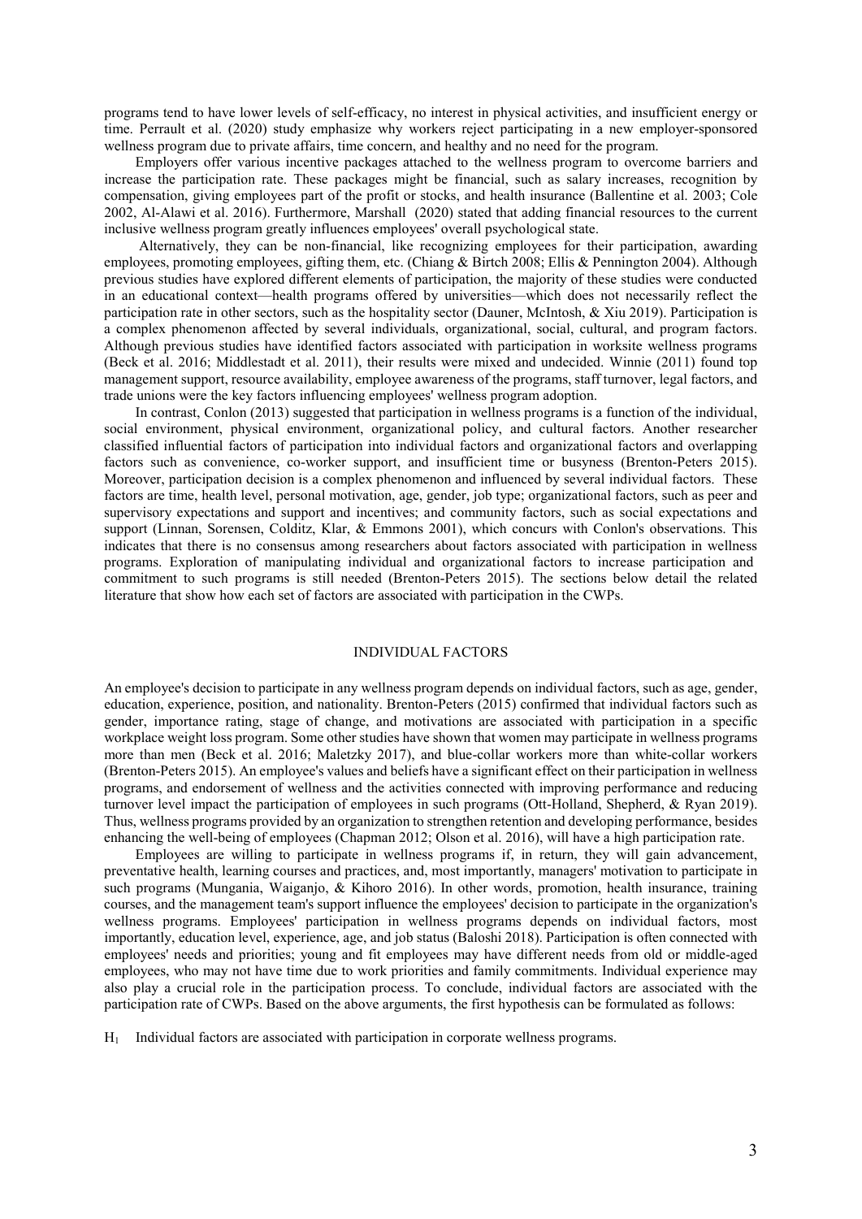programs tend to have lower levels of self-efficacy, no interest in physical activities, and insufficient energy or time. Perrault et al. (2020) study emphasize why workers reject participating in a new employer-sponsored wellness program due to private affairs, time concern, and healthy and no need for the program.

Employers offer various incentive packages attached to the wellness program to overcome barriers and increase the participation rate. These packages might be financial, such as salary increases, recognition by compensation, giving employees part of the profit or stocks, and health insurance (Ballentine et al. 2003; Cole 2002, Al-Alawi et al. 2016). Furthermore, Marshall (2020) stated that adding financial resources to the current inclusive wellness program greatly influences employees' overall psychological state.

Alternatively, they can be non-financial, like recognizing employees for their participation, awarding employees, promoting employees, gifting them, etc. (Chiang & Birtch 2008; Ellis & Pennington 2004). Although previous studies have explored different elements of participation, the majority of these studies were conducted in an educational context—health programs offered by universities—which does not necessarily reflect the participation rate in other sectors, such as the hospitality sector (Dauner, McIntosh, & Xiu 2019). Participation is a complex phenomenon affected by several individuals, organizational, social, cultural, and program factors. Although previous studies have identified factors associated with participation in worksite wellness programs (Beck et al. 2016; Middlestadt et al. 2011), their results were mixed and undecided. Winnie (2011) found top management support, resource availability, employee awareness of the programs, staff turnover, legal factors, and trade unions were the key factors influencing employees' wellness program adoption.

In contrast, Conlon (2013) suggested that participation in wellness programs is a function of the individual, social environment, physical environment, organizational policy, and cultural factors. Another researcher classified influential factors of participation into individual factors and organizational factors and overlapping factors such as convenience, co-worker support, and insufficient time or busyness (Brenton-Peters 2015). Moreover, participation decision is a complex phenomenon and influenced by several individual factors. These factors are time, health level, personal motivation, age, gender, job type; organizational factors, such as peer and supervisory expectations and support and incentives; and community factors, such as social expectations and support (Linnan, Sorensen, Colditz, Klar, & Emmons 2001), which concurs with Conlon's observations. This indicates that there is no consensus among researchers about factors associated with participation in wellness programs. Exploration of manipulating individual and organizational factors to increase participation and commitment to such programs is still needed (Brenton-Peters 2015). The sections below detail the related literature that show how each set of factors are associated with participation in the CWPs.

## INDIVIDUAL FACTORS

An employee's decision to participate in any wellness program depends on individual factors, such as age, gender, education, experience, position, and nationality. Brenton-Peters (2015) confirmed that individual factors such as gender, importance rating, stage of change, and motivations are associated with participation in a specific workplace weight loss program. Some other studies have shown that women may participate in wellness programs more than men (Beck et al. 2016; Maletzky 2017), and blue-collar workers more than white-collar workers (Brenton-Peters 2015). An employee's values and beliefs have a significant effect on their participation in wellness programs, and endorsement of wellness and the activities connected with improving performance and reducing turnover level impact the participation of employees in such programs (Ott-Holland, Shepherd, & Ryan 2019). Thus, wellness programs provided by an organization to strengthen retention and developing performance, besides enhancing the well-being of employees (Chapman 2012; Olson et al. 2016), will have a high participation rate.

Employees are willing to participate in wellness programs if, in return, they will gain advancement, preventative health, learning courses and practices, and, most importantly, managers' motivation to participate in such programs (Mungania, Waiganjo, & Kihoro 2016). In other words, promotion, health insurance, training courses, and the management team's support influence the employees' decision to participate in the organization's wellness programs. Employees' participation in wellness programs depends on individual factors, most importantly, education level, experience, age, and job status (Baloshi 2018). Participation is often connected with employees' needs and priorities; young and fit employees may have different needs from old or middle-aged employees, who may not have time due to work priorities and family commitments. Individual experience may also play a crucial role in the participation process. To conclude, individual factors are associated with the participation rate of CWPs. Based on the above arguments, the first hypothesis can be formulated as follows:

$H_1$ Individual factors are associated with participation in corporate wellness programs.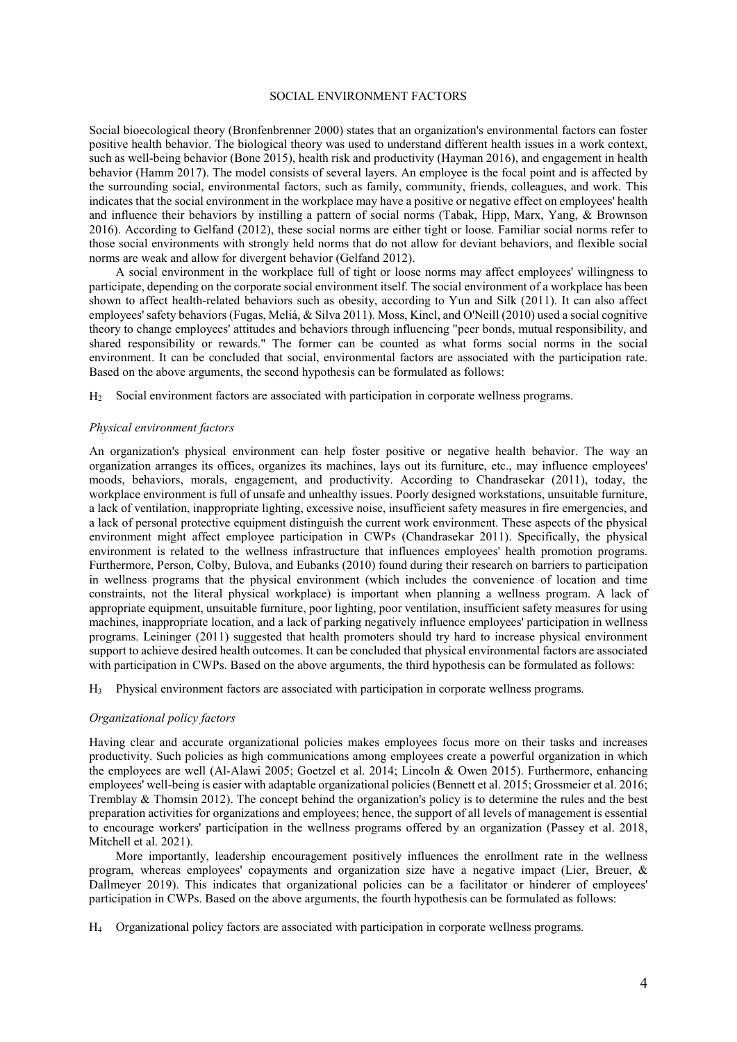## SOCIAL ENVIRONMENT FACTORS

Social bioecological theory (Bronfenbrenner 2000) states that an organization's environmental factors can foster positive health behavior. The biological theory was used to understand different health issues in a work context, such as well-being behavior (Bone 2015), health risk and productivity (Hayman 2016), and engagement in health behavior (Hamm 2017). The model consists of several layers. An employee is the focal point and is affected by the surrounding social, environmental factors, such as family, community, friends, colleagues, and work. This indicates that the social environment in the workplace may have a positive or negative effect on employees' health and influence their behaviors by instilling a pattern of social norms (Tabak, Hipp, Marx, Yang, & Brownson 2016). According to Gelfand (2012), these social norms are either tight or loose. Familiar social norms refer to those social environments with strongly held norms that do not allow for deviant behaviors, and flexible social norms are weak and allow for divergent behavior (Gelfand 2012).

A social environment in the workplace full of tight or loose norms may affect employees' willingness to participate, depending on the corporate social environment itself. The social environment of a workplace has been shown to affect health-related behaviors such as obesity, according to Yun and Silk (2011). It can also affect employees' safety behaviors (Fugas, Meliá, & Silva 2011). Moss, Kincl, and O'Neill (2010) used a social cognitive theory to change employees' attitudes and behaviors through influencing "peer bonds, mutual responsibility, and shared responsibility or rewards." The former can be counted as what forms social norms in the social environment. It can be concluded that social, environmental factors are associated with the participation rate. Based on the above arguments, the second hypothesis can be formulated as follows:

$H_2$ Social environment factors are associated with participation in corporate wellness programs.

### *Physical environment factors*

An organization's physical environment can help foster positive or negative health behavior. The way an organization arranges its offices, organizes its machines, lays out its furniture, etc., may influence employees' moods, behaviors, morals, engagement, and productivity. According to Chandrasekar (2011), today, the workplace environment is full of unsafe and unhealthy issues. Poorly designed workstations, unsuitable furniture, a lack of ventilation, inappropriate lighting, excessive noise, insufficient safety measures in fire emergencies, and a lack of personal protective equipment distinguish the current work environment. These aspects of the physical environment might affect employee participation in CWPs (Chandrasekar 2011). Specifically, the physical environment is related to the wellness infrastructure that influences employees' health promotion programs. Furthermore, Person, Colby, Bulova, and Eubanks (2010) found during their research on barriers to participation in wellness programs that the physical environment (which includes the convenience of location and time constraints, not the literal physical workplace) is important when planning a wellness program. A lack of appropriate equipment, unsuitable furniture, poor lighting, poor ventilation, insufficient safety measures for using machines, inappropriate location, and a lack of parking negatively influence employees' participation in wellness programs. Leininger (2011) suggested that health promoters should try hard to increase physical environment support to achieve desired health outcomes. It can be concluded that physical environmental factors are associated with participation in CWPs. Based on the above arguments, the third hypothesis can be formulated as follows:

$H_3$ Physical environment factors are associated with participation in corporate wellness programs.

### *Organizational policy factors*

Having clear and accurate organizational policies makes employees focus more on their tasks and increases productivity. Such policies as high communications among employees create a powerful organization in which the employees are well (Al-Alawi 2005; Goetzel et al. 2014; Lincoln & Owen 2015). Furthermore, enhancing employees' well-being is easier with adaptable organizational policies (Bennett et al. 2015; Grossmeier et al. 2016; Tremblay & Thomsin 2012). The concept behind the organization's policy is to determine the rules and the best preparation activities for organizations and employees; hence, the support of all levels of management is essential to encourage workers' participation in the wellness programs offered by an organization (Passey et al. 2018, Mitchell et al. 2021).

More importantly, leadership encouragement positively influences the enrollment rate in the wellness program, whereas employees' copayments and organization size have a negative impact (Lier, Breuer, & Dallmeyer 2019). This indicates that organizational policies can be a facilitator or hinderer of employees' participation in CWPs. Based on the above arguments, the fourth hypothesis can be formulated as follows:

$H_4$ Organizational policy factors are associated with participation in corporate wellness programs.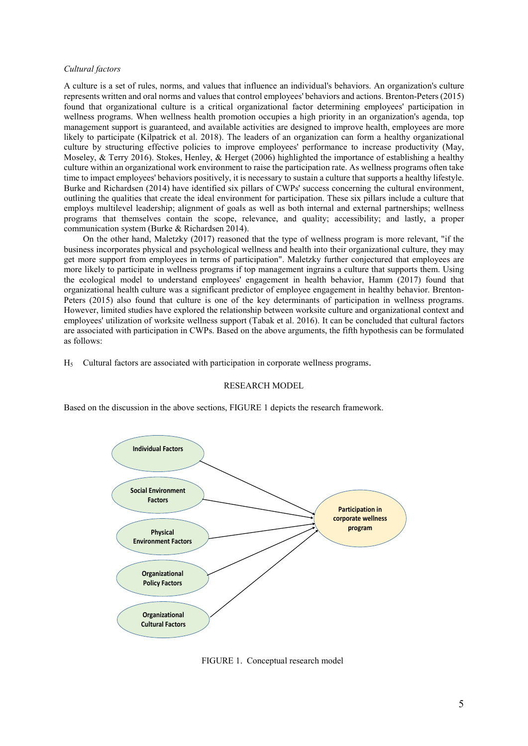*Cultural factors*

A culture is a set of rules, norms, and values that influence an individual's behaviors. An organization's culture represents written and oral norms and values that control employees' behaviors and actions. Brenton-Peters (2015) found that organizational culture is a critical organizational factor determining employees' participation in wellness programs. When wellness health promotion occupies a high priority in an organization's agenda, top management support is guaranteed, and available activities are designed to improve health, employees are more likely to participate (Kilpatrick et al. 2018). The leaders of an organization can form a healthy organizational culture by structuring effective policies to improve employees' performance to increase productivity (May, Moseley, & Terry 2016). Stokes, Henley, & Herget (2006) highlighted the importance of establishing a healthy culture within an organizational work environment to raise the participation rate. As wellness programs often take time to impact employees' behaviors positively, it is necessary to sustain a culture that supports a healthy lifestyle. Burke and Richardsen (2014) have identified six pillars of CWPs' success concerning the cultural environment, outlining the qualities that create the ideal environment for participation. These six pillars include a culture that employs multilevel leadership; alignment of goals as well as both internal and external partnerships; wellness programs that themselves contain the scope, relevance, and quality; accessibility; and lastly, a proper communication system (Burke & Richardsen 2014).

On the other hand, Maletzky (2017) reasoned that the type of wellness program is more relevant, "if the business incorporates physical and psychological wellness and health into their organizational culture, they may get more support from employees in terms of participation". Maletzky further conjectured that employees are more likely to participate in wellness programs if top management ingrains a culture that supports them. Using the ecological model to understand employees' engagement in health behavior, Hamm (2017) found that organizational health culture was a significant predictor of employee engagement in healthy behavior. Brenton-Peters (2015) also found that culture is one of the key determinants of participation in wellness programs. However, limited studies have explored the relationship between worksite culture and organizational context and employees' utilization of worksite wellness support (Tabak et al. 2016). It can be concluded that cultural factors are associated with participation in CWPs. Based on the above arguments, the fifth hypothesis can be formulated as follows:

$H_5$ Cultural factors are associated with participation in corporate wellness programs.

## RESEARCH MODEL

Based on the discussion in the above sections, FIGURE 1 depicts the research framework.

Individual Factors

Social Environment Factors

Physical Environment Factors

Organizational Policy Factors

Organizational Cultural Factors

Participation in corporate wellness program

FIGURE 1. Conceptual research model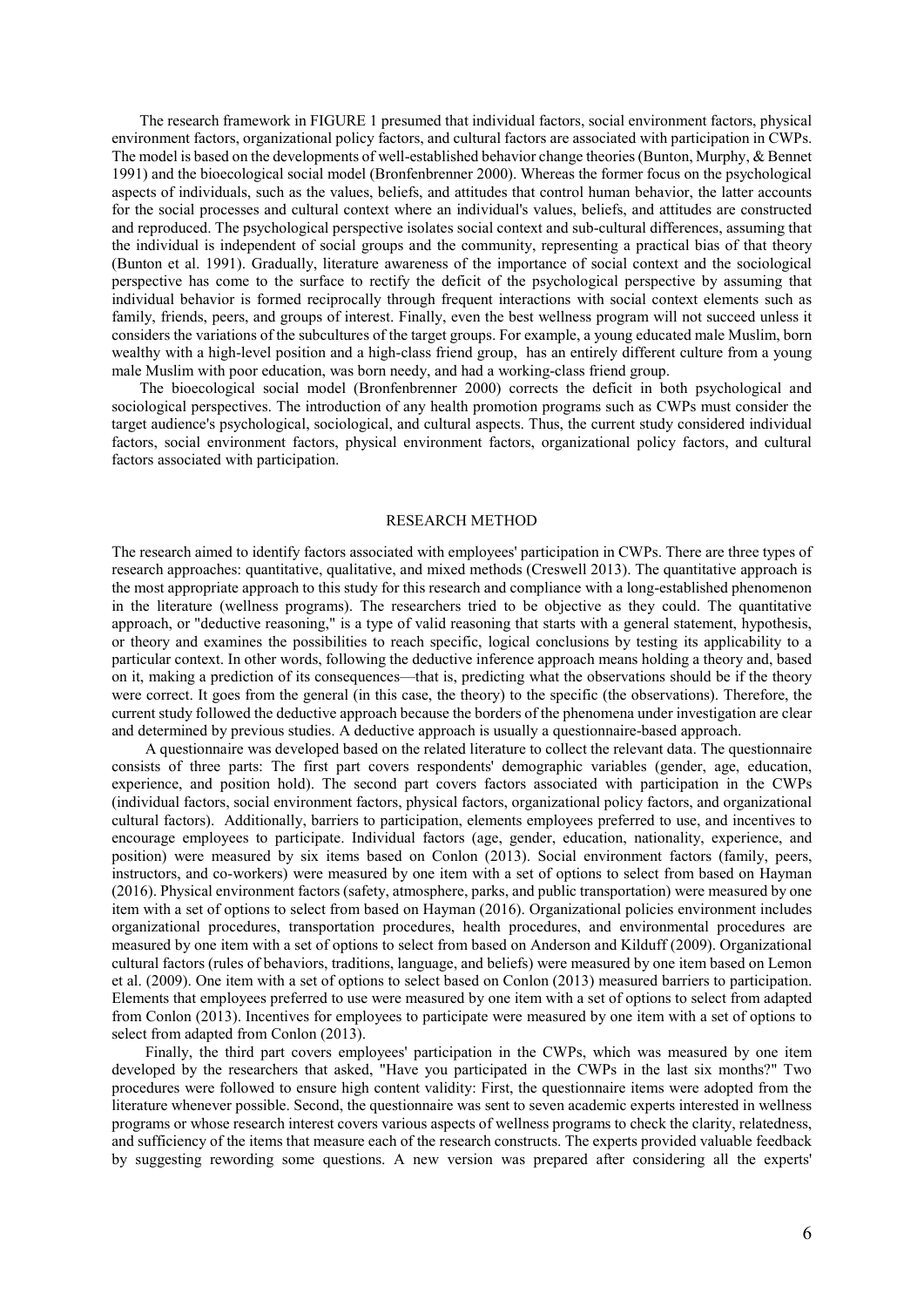The research framework in FIGURE 1 presumed that individual factors, social environment factors, physical environment factors, organizational policy factors, and cultural factors are associated with participation in CWPs. The model is based on the developments of well-established behavior change theories (Bunton, Murphy, & Bennet 1991) and the bioecological social model (Bronfenbrenner 2000). Whereas the former focus on the psychological aspects of individuals, such as the values, beliefs, and attitudes that control human behavior, the latter accounts for the social processes and cultural context where an individual's values, beliefs, and attitudes are constructed and reproduced. The psychological perspective isolates social context and sub-cultural differences, assuming that the individual is independent of social groups and the community, representing a practical bias of that theory (Bunton et al. 1991). Gradually, literature awareness of the importance of social context and the sociological perspective has come to the surface to rectify the deficit of the psychological perspective by assuming that individual behavior is formed reciprocally through frequent interactions with social context elements such as family, friends, peers, and groups of interest. Finally, even the best wellness program will not succeed unless it considers the variations of the subcultures of the target groups. For example, a young educated male Muslim, born wealthy with a high-level position and a high-class friend group, has an entirely different culture from a young male Muslim with poor education, was born needy, and had a working-class friend group.

The bioecological social model (Bronfenbrenner 2000) corrects the deficit in both psychological and sociological perspectives. The introduction of any health promotion programs such as CWPs must consider the target audience's psychological, sociological, and cultural aspects. Thus, the current study considered individual factors, social environment factors, physical environment factors, organizational policy factors, and cultural factors associated with participation.

## RESEARCH METHOD

The research aimed to identify factors associated with employees' participation in CWPs. There are three types of research approaches: quantitative, qualitative, and mixed methods (Creswell 2013). The quantitative approach is the most appropriate approach to this study for this research and compliance with a long-established phenomenon in the literature (wellness programs). The researchers tried to be objective as they could. The quantitative approach, or "deductive reasoning," is a type of valid reasoning that starts with a general statement, hypothesis, or theory and examines the possibilities to reach specific, logical conclusions by testing its applicability to a particular context. In other words, following the deductive inference approach means holding a theory and, based on it, making a prediction of its consequences—that is, predicting what the observations should be if the theory were correct. It goes from the general (in this case, the theory) to the specific (the observations). Therefore, the current study followed the deductive approach because the borders of the phenomena under investigation are clear and determined by previous studies. A deductive approach is usually a questionnaire-based approach.

A questionnaire was developed based on the related literature to collect the relevant data. The questionnaire consists of three parts: The first part covers respondents' demographic variables (gender, age, education, experience, and position hold). The second part covers factors associated with participation in the CWPs (individual factors, social environment factors, physical factors, organizational policy factors, and organizational cultural factors). Additionally, barriers to participation, elements employees preferred to use, and incentives to encourage employees to participate. Individual factors (age, gender, education, nationality, experience, and position) were measured by six items based on Conlon (2013). Social environment factors (family, peers, instructors, and co-workers) were measured by one item with a set of options to select from based on Hayman (2016). Physical environment factors (safety, atmosphere, parks, and public transportation) were measured by one item with a set of options to select from based on Hayman (2016). Organizational policies environment includes organizational procedures, transportation procedures, health procedures, and environmental procedures are measured by one item with a set of options to select from based on Anderson and Kilduff (2009). Organizational cultural factors (rules of behaviors, traditions, language, and beliefs) were measured by one item based on Lemon et al. (2009). One item with a set of options to select based on Conlon (2013) measured barriers to participation. Elements that employees preferred to use were measured by one item with a set of options to select from adapted from Conlon (2013). Incentives for employees to participate were measured by one item with a set of options to select from adapted from Conlon (2013).

Finally, the third part covers employees' participation in the CWPs, which was measured by one item developed by the researchers that asked, "Have you participated in the CWPs in the last six months?" Two procedures were followed to ensure high content validity: First, the questionnaire items were adopted from the literature whenever possible. Second, the questionnaire was sent to seven academic experts interested in wellness programs or whose research interest covers various aspects of wellness programs to check the clarity, relatedness, and sufficiency of the items that measure each of the research constructs. The experts provided valuable feedback by suggesting rewording some questions. A new version was prepared after considering all the experts'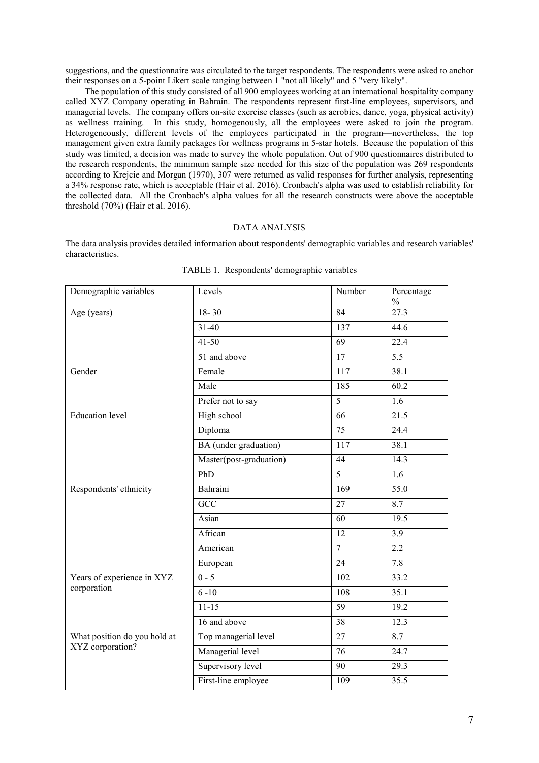suggestions, and the questionnaire was circulated to the target respondents. The respondents were asked to anchor their responses on a 5-point Likert scale ranging between 1 "not all likely" and 5 "very likely".

The population of this study consisted of all 900 employees working at an international hospitality company called XYZ Company operating in Bahrain. The respondents represent first-line employees, supervisors, and managerial levels. The company offers on-site exercise classes (such as aerobics, dance, yoga, physical activity) as wellness training. In this study, homogenously, all the employees were asked to join the program. Heterogeneously, different levels of the employees participated in the program—nevertheless, the top management given extra family packages for wellness programs in 5-star hotels. Because the population of this study was limited, a decision was made to survey the whole population. Out of 900 questionnaires distributed to the research respondents, the minimum sample size needed for this size of the population was 269 respondents according to Krejcie and Morgan (1970), 307 were returned as valid responses for further analysis, representing a 34% response rate, which is acceptable (Hair et al. 2016). Cronbach's alpha was used to establish reliability for the collected data. All the Cronbach's alpha values for all the research constructs were above the acceptable threshold (70%) (Hair et al. 2016).

## DATA ANALYSIS

The data analysis provides detailed information about respondents' demographic variables and research variables' characteristics.

TABLE 1. Respondents' demographic variables

| Demographic variables | Levels | Number | Percentage % |
|---|---|---|---|
| Age (years) | 18- 30 | 84 | 27.3 |
| | 31-40 | 137 | 44.6 |
| | 41-50 | 69 | 22.4 |
| | 51 and above | 17 | 5.5 |
| Gender | Female | 117 | 38.1 |
| | Male | 185 | 60.2 |
| | Prefer not to say | 5 | 1.6 |
| Education level | High school | 66 | 21.5 |
| | Diploma | 75 | 24.4 |
| | BA (under graduation) | 117 | 38.1 |
| | Master(post-graduation) | 44 | 14.3 |
| | PhD | 5 | 1.6 |
| Respondents' ethnicity | Bahraini | 169 | 55.0 |
| | GCC | 27 | 8.7 |
| | Asian | 60 | 19.5 |
| | African | 12 | 3.9 |
| | American | 7 | 2.2 |
| | European | 24 | 7.8 |
| Years of experience in XYZ corporation | 0 - 5 | 102 | 33.2 |
| | 6 -10 | 108 | 35.1 |
| | 11-15 | 59 | 19.2 |
| | 16 and above | 38 | 12.3 |
| What position do you hold at XYZ corporation? | Top managerial level | 27 | 8.7 |
| | Managerial level | 76 | 24.7 |
| | Supervisory level | 90 | 29.3 |
| | First-line employee | 109 | 35.5 |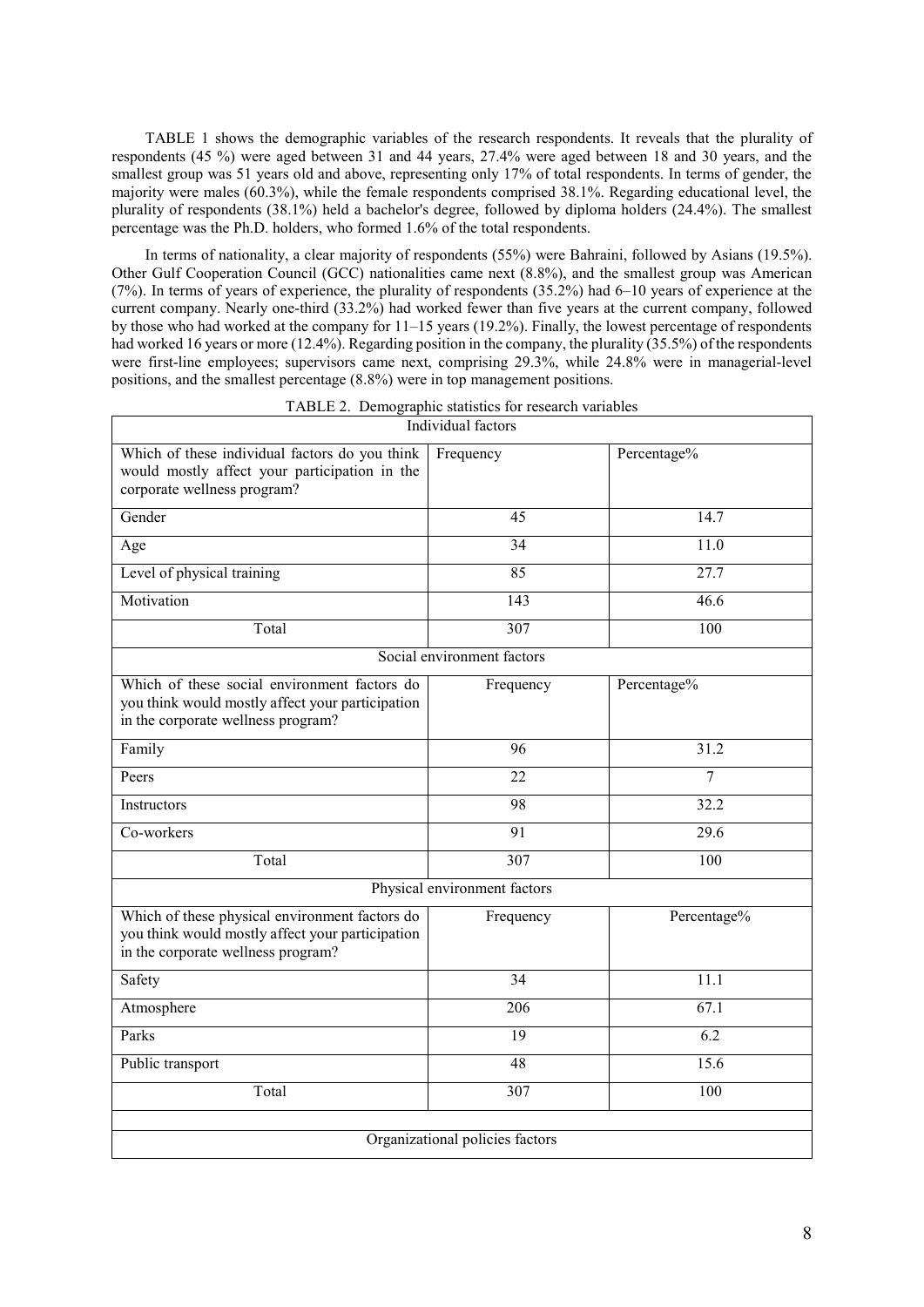TABLE 1 shows the demographic variables of the research respondents. It reveals that the plurality of respondents (45 %) were aged between 31 and 44 years, 27.4% were aged between 18 and 30 years, and the smallest group was 51 years old and above, representing only 17% of total respondents. In terms of gender, the majority were males (60.3%), while the female respondents comprised 38.1%. Regarding educational level, the plurality of respondents (38.1%) held a bachelor's degree, followed by diploma holders (24.4%). The smallest percentage was the Ph.D. holders, who formed 1.6% of the total respondents.

In terms of nationality, a clear majority of respondents (55%) were Bahraini, followed by Asians (19.5%). Other Gulf Cooperation Council (GCC) nationalities came next (8.8%), and the smallest group was American (7%). In terms of years of experience, the plurality of respondents (35.2%) had 6–10 years of experience at the current company. Nearly one-third (33.2%) had worked fewer than five years at the current company, followed by those who had worked at the company for 11–15 years (19.2%). Finally, the lowest percentage of respondents had worked 16 years or more (12.4%). Regarding position in the company, the plurality (35.5%) of the respondents were first-line employees; supervisors came next, comprising 29.3%, while 24.8% were in managerial-level positions, and the smallest percentage (8.8%) were in top management positions.

TABLE 2. Demographic statistics for research variables

| Individual factors | | |
|---|---|---|
| Which of these individual factors do you think would mostly affect your participation in the corporate wellness program? | Frequency | Percentage% |
| Gender | 45 | 14.7 |
| Age | 34 | 11.0 |
| Level of physical training | 85 | 27.7 |
| Motivation | 143 | 46.6 |
| Total | 307 | 100 |
| Social environment factors | | |
| Which of these social environment factors do you think would mostly affect your participation in the corporate wellness program? | Frequency | Percentage% |
| Family | 96 | 31.2 |
| Peers | 22 | 7 |
| Instructors | 98 | 32.2 |
| Co-workers | 91 | 29.6 |
| Total | 307 | 100 |
| Physical environment factors | | |
| Which of these physical environment factors do you think would mostly affect your participation in the corporate wellness program? | Frequency | Percentage% |
| Safety | 34 | 11.1 |
| Atmosphere | 206 | 67.1 |
| Parks | 19 | 6.2 |
| Public transport | 48 | 15.6 |
| Total | 307 | 100 |
| | | |
| Organizational policies factors | | |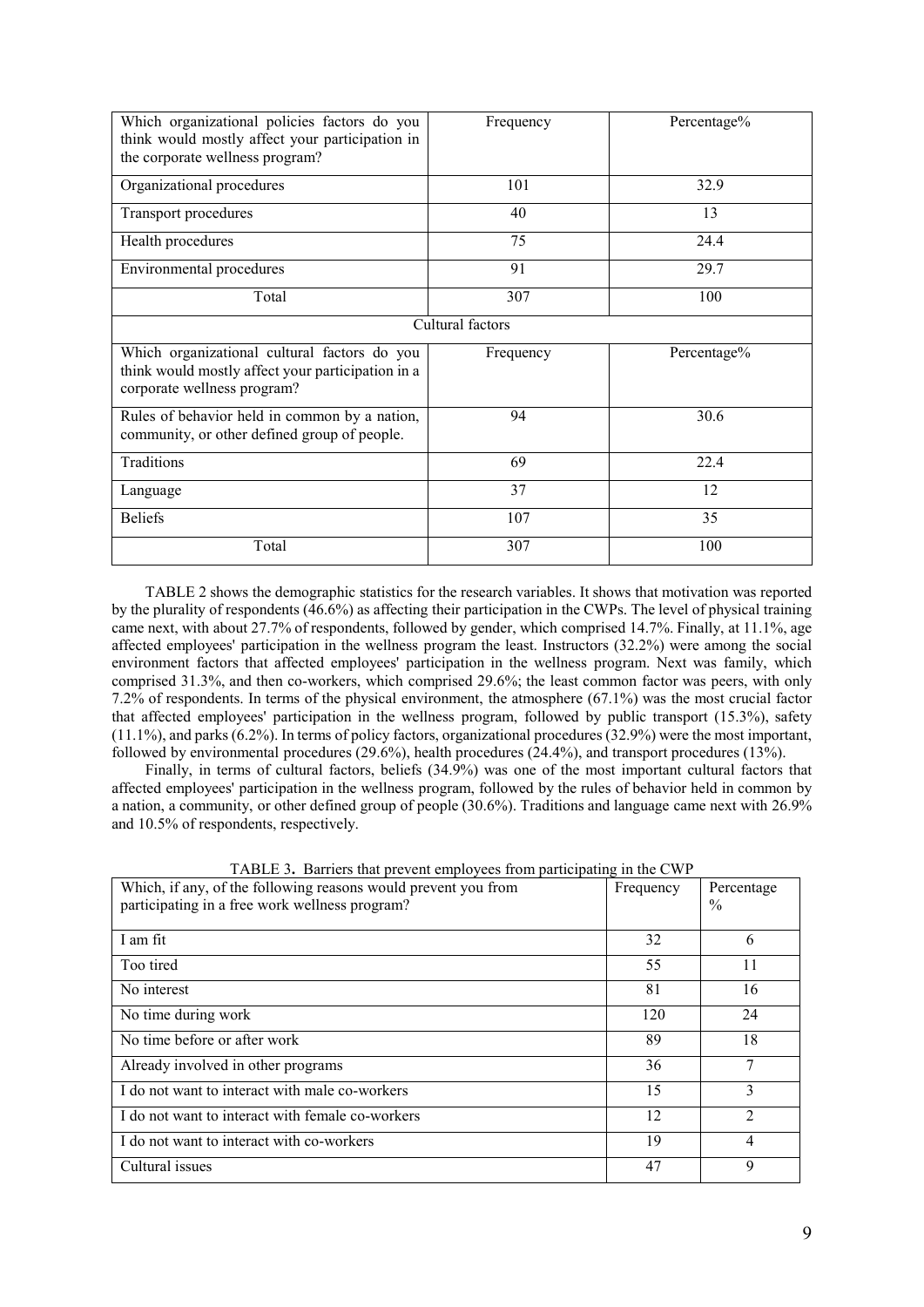| Which organizational policies factors do you think would mostly affect your participation in the corporate wellness program? | Frequency | Percentage% |
|---|---|---|
| Organizational procedures | 101 | 32.9 |
| Transport procedures | 40 | 13 |
| Health procedures | 75 | 24.4 |
| Environmental procedures | 91 | 29.7 |
| Total | 307 | 100 |
| Cultural factors | | |
| Which organizational cultural factors do you think would mostly affect your participation in a corporate wellness program? | Frequency | Percentage% |
| Rules of behavior held in common by a nation, community, or other defined group of people. | 94 | 30.6 |
| Traditions | 69 | 22.4 |
| Language | 37 | 12 |
| Beliefs | 107 | 35 |
| Total | 307 | 100 |

TABLE 2 shows the demographic statistics for the research variables. It shows that motivation was reported by the plurality of respondents (46.6%) as affecting their participation in the CWPs. The level of physical training came next, with about 27.7% of respondents, followed by gender, which comprised 14.7%. Finally, at 11.1%, age affected employees' participation in the wellness program the least. Instructors (32.2%) were among the social environment factors that affected employees' participation in the wellness program. Next was family, which comprised 31.3%, and then co-workers, which comprised 29.6%; the least common factor was peers, with only 7.2% of respondents. In terms of the physical environment, the atmosphere (67.1%) was the most crucial factor that affected employees' participation in the wellness program, followed by public transport (15.3%), safety (11.1%), and parks (6.2%). In terms of policy factors, organizational procedures (32.9%) were the most important, followed by environmental procedures (29.6%), health procedures (24.4%), and transport procedures (13%).

Finally, in terms of cultural factors, beliefs (34.9%) was one of the most important cultural factors that affected employees' participation in the wellness program, followed by the rules of behavior held in common by a nation, a community, or other defined group of people (30.6%). Traditions and language came next with 26.9% and 10.5% of respondents, respectively.

TABLE 3**.** Barriers that prevent employees from participating in the CWP

| Which, if any, of the following reasons would prevent you from participating in a free work wellness program? | Frequency | Percentage % |
|---|---|---|
| I am fit | 32 | 6 |
| Too tired | 55 | 11 |
| No interest | 81 | 16 |
| No time during work | 120 | 24 |
| No time before or after work | 89 | 18 |
| Already involved in other programs | 36 | 7 |
| I do not want to interact with male co-workers | 15 | 3 |
| I do not want to interact with female co-workers | 12 | 2 |
| I do not want to interact with co-workers | 19 | 4 |
| Cultural issues | 47 | 9 |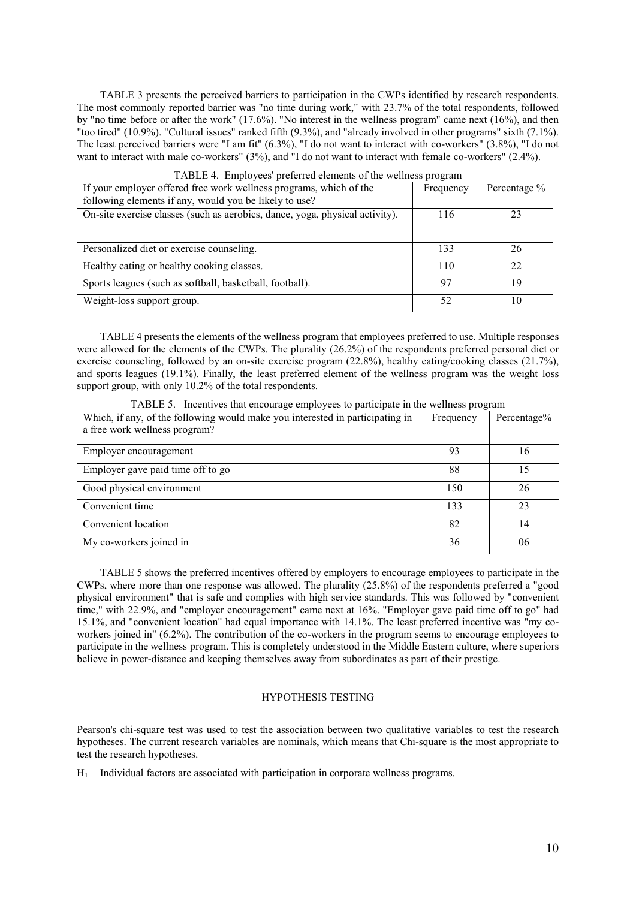TABLE 3 presents the perceived barriers to participation in the CWPs identified by research respondents. The most commonly reported barrier was "no time during work," with 23.7% of the total respondents, followed by "no time before or after the work" (17.6%). "No interest in the wellness program" came next (16%), and then "too tired" (10.9%). "Cultural issues" ranked fifth (9.3%), and "already involved in other programs" sixth (7.1%). The least perceived barriers were "I am fit" (6.3%), "I do not want to interact with co-workers" (3.8%), "I do not want to interact with male co-workers" (3%), and "I do not want to interact with female co-workers" (2.4%).

TABLE 4. Employees' preferred elements of the wellness program

| If your employer offered free work wellness programs, which of the following elements if any, would you be likely to use? | Frequency | Percentage % |
|---|---|---|
| On-site exercise classes (such as aerobics, dance, yoga, physical activity). | 116 | 23 |
| Personalized diet or exercise counseling. | 133 | 26 |
| Healthy eating or healthy cooking classes. | 110 | 22 |
| Sports leagues (such as softball, basketball, football). | 97 | 19 |
| Weight-loss support group. | 52 | 10 |

TABLE 4 presents the elements of the wellness program that employees preferred to use. Multiple responses were allowed for the elements of the CWPs. The plurality (26.2%) of the respondents preferred personal diet or exercise counseling, followed by an on-site exercise program (22.8%), healthy eating/cooking classes (21.7%), and sports leagues (19.1%). Finally, the least preferred element of the wellness program was the weight loss support group, with only 10.2% of the total respondents.

TABLE 5. Incentives that encourage employees to participate in the wellness program

| Which, if any, of the following would make you interested in participating in a free work wellness program? | Frequency | Percentage% |
|---|---|---|
| Employer encouragement | 93 | 16 |
| Employer gave paid time off to go | 88 | 15 |
| Good physical environment | 150 | 26 |
| Convenient time | 133 | 23 |
| Convenient location | 82 | 14 |
| My co-workers joined in | 36 | 06 |

TABLE 5 shows the preferred incentives offered by employers to encourage employees to participate in the CWPs, where more than one response was allowed. The plurality (25.8%) of the respondents preferred a "good physical environment" that is safe and complies with high service standards. This was followed by "convenient time," with 22.9%, and "employer encouragement" came next at 16%. "Employer gave paid time off to go" had 15.1%, and "convenient location" had equal importance with 14.1%. The least preferred incentive was "my co-workers joined in" (6.2%). The contribution of the co-workers in the program seems to encourage employees to participate in the wellness program. This is completely understood in the Middle Eastern culture, where superiors believe in power-distance and keeping themselves away from subordinates as part of their prestige.

## HYPOTHESIS TESTING

Pearson's chi-square test was used to test the association between two qualitative variables to test the research hypotheses. The current research variables are nominals, which means that Chi-square is the most appropriate to test the research hypotheses.

$H_1$ Individual factors are associated with participation in corporate wellness programs.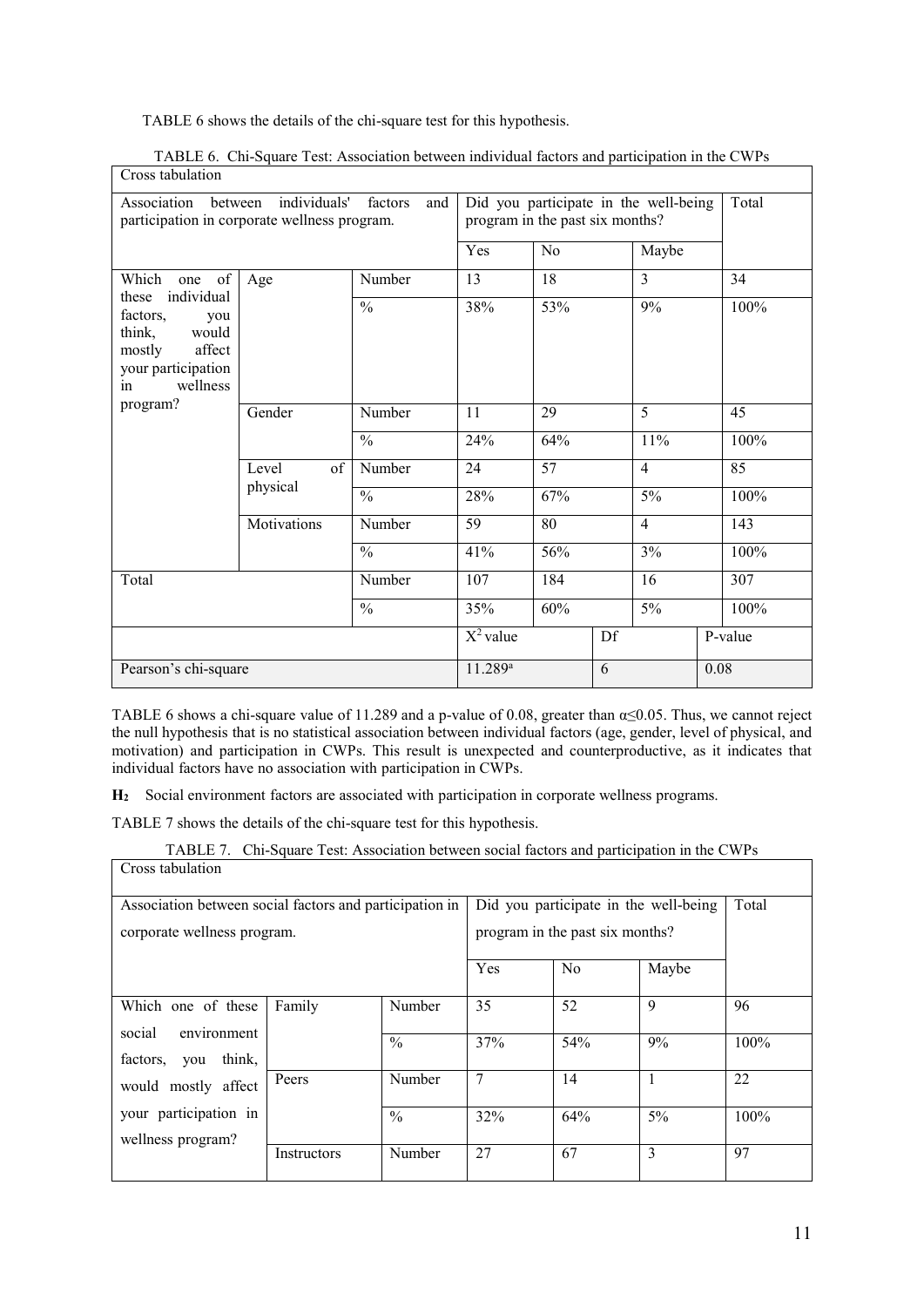TABLE 6 shows the details of the chi-square test for this hypothesis.

TABLE 6. Chi-Square Test: Association between individual factors and participation in the CWPs

| Cross tabulation | | | | | | |
|---|---|---|---|---|---|---|
| Association between individuals' factors and participation in corporate wellness program. | | | Did you participate in the well-being program in the past six months? | | | Total |
| | | | Yes | No | Maybe | |
| Which one of these individual factors, you think, would mostly affect your participation in wellness program? | Age | Number | 13 | 18 | 3 | 34 |
| | | % | 38% | 53% | 9% | 100% |
| | Gender | Number | 11 | 29 | 5 | 45 |
| | | % | 24% | 64% | 11% | 100% |
| | Level of physical | Number | 24 | 57 | 4 | 85 |
| | | % | 28% | 67% | 5% | 100% |
| | Motivations | Number | 59 | 80 | 4 | 143 |
| | | % | 41% | 56% | 3% | 100% |
| Total | | Number | 107 | 184 | 16 | 307 |
| | | % | 35% | 60% | 5% | 100% |
| | | | $X^2$ value | Df | P-value | |
| Pearson's chi-square | | | 11.289[a] | 6 | 0.08 | |

TABLE 6 shows a chi-square value of 11.289 and a p-value of 0.08, greater than α≤0.05. Thus, we cannot reject the null hypothesis that is no statistical association between individual factors (age, gender, level of physical, and motivation) and participation in CWPs. This result is unexpected and counterproductive, as it indicates that individual factors have no association with participation in CWPs.

**$H_2$** Social environment factors are associated with participation in corporate wellness programs.

TABLE 7 shows the details of the chi-square test for this hypothesis.

TABLE 7. Chi-Square Test: Association between social factors and participation in the CWPs

| Cross tabulation | | | | | | |
|---|---|---|---|---|---|---|
| Association between social factors and participation in corporate wellness program. | | | Did you participate in the well-being program in the past six months? | | | Total |
| | | | Yes | No | Maybe | |
| Which one of these social environment factors, you think, would mostly affect your participation in wellness program? | Family | Number | 35 | 52 | 9 | 96 |
| | | % | 37% | 54% | 9% | 100% |
| | Peers | Number | 7 | 14 | 1 | 22 |
| | | % | 32% | 64% | 5% | 100% |
| | Instructors | Number | 27 | 67 | 3 | 97 |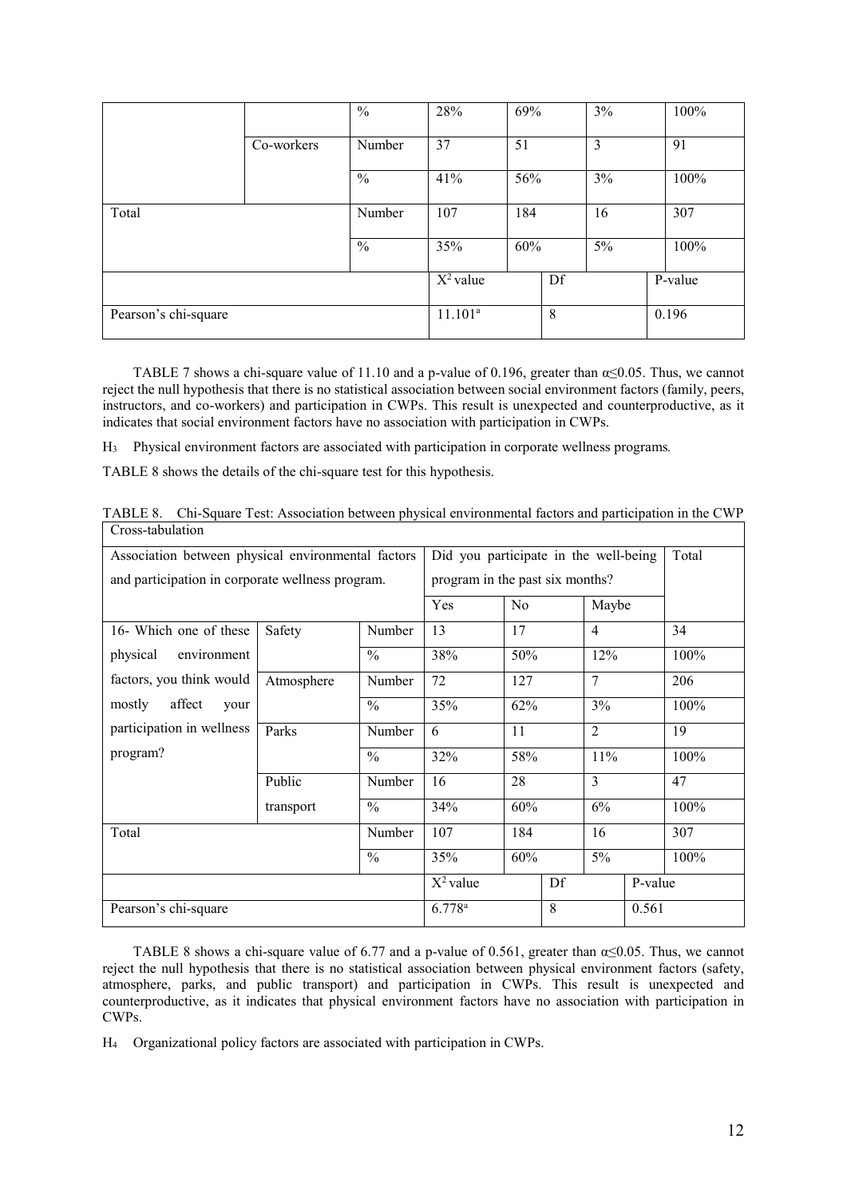| | | | | | | |
|---|---|---|---|---|---|---|
| | | % | 28% | 69% | 3% | 100% |
| | Co-workers | Number | 37 | 51 | 3 | 91 |
| | | % | 41% | 56% | 3% | 100% |
| Total | | Number | 107 | 184 | 16 | 307 |
| | | % | 35% | 60% | 5% | 100% |
| | | | $X^2$ value | Df | | P-value |
| Pearson's chi-square | | | 11.101[a] | 8 | | 0.196 |

TABLE 7 shows a chi-square value of 11.10 and a p-value of 0.196, greater than $\alpha \leq 0.05$. Thus, we cannot reject the null hypothesis that there is no statistical association between social environment factors (family, peers, instructors, and co-workers) and participation in CWPs. This result is unexpected and counterproductive, as it indicates that social environment factors have no association with participation in CWPs.

$H_3$ Physical environment factors are associated with participation in corporate wellness programs.

TABLE 8 shows the details of the chi-square test for this hypothesis.

TABLE 8. Chi-Square Test: Association between physical environmental factors and participation in the CWP

| Cross-tabulation | | | | | | |
|---|---|---|---|---|---|---|
| Association between physical environmental factors and participation in corporate wellness program. | | | Did you participate in the well-being program in the past six months? | | | Total |
| | | | Yes | No | Maybe | |
| 16- Which one of these physical environment factors, you think would mostly affect your participation in wellness program? | Safety | Number | 13 | 17 | 4 | 34 |
| | | % | 38% | 50% | 12% | 100% |
| | Atmosphere | Number | 72 | 127 | 7 | 206 |
| | | % | 35% | 62% | 3% | 100% |
| | Parks | Number | 6 | 11 | 2 | 19 |
| | | % | 32% | 58% | 11% | 100% |
| | Public transport | Number | 16 | 28 | 3 | 47 |
| | | % | 34% | 60% | 6% | 100% |
| Total | | Number | 107 | 184 | 16 | 307 |
| | | % | 35% | 60% | 5% | 100% |
| | | | $X^2$ value | Df | P-value | |
| Pearson's chi-square | | | 6.778[a] | 8 | 0.561 | |

TABLE 8 shows a chi-square value of 6.77 and a p-value of 0.561, greater than $\alpha \leq 0.05$. Thus, we cannot reject the null hypothesis that there is no statistical association between physical environment factors (safety, atmosphere, parks, and public transport) and participation in CWPs. This result is unexpected and counterproductive, as it indicates that physical environment factors have no association with participation in CWPs.

$H_4$ Organizational policy factors are associated with participation in CWPs.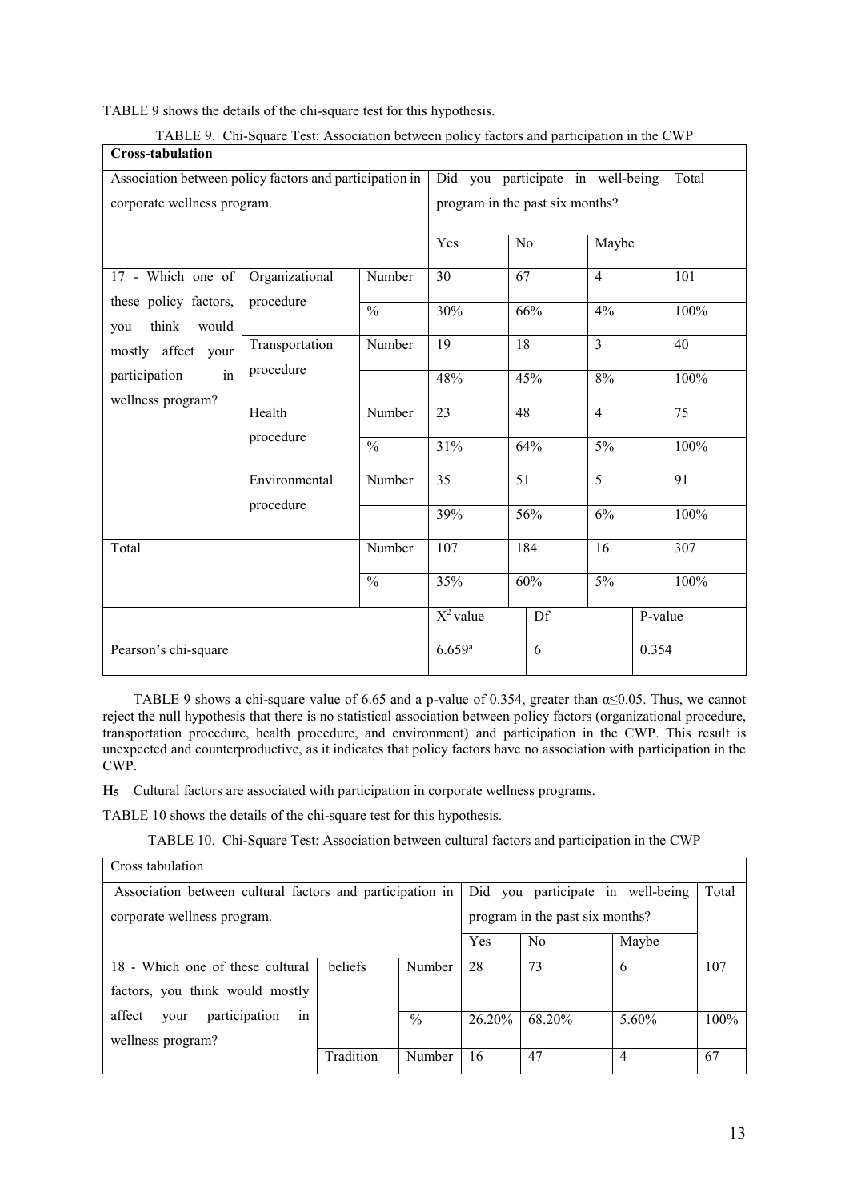TABLE 9 shows the details of the chi-square test for this hypothesis.

TABLE 9. Chi-Square Test: Association between policy factors and participation in the CWP

| Cross-tabulation | | | | | | |
|---|---|---|---|---|---|---|
| Association between policy factors and participation in corporate wellness program. | | | Did you participate in well-being program in the past six months? | | | Total |
| | | | Yes | No | Maybe | |
| 17 - Which one of these policy factors, you think would mostly affect your participation in wellness program? | Organizational procedure | Number | 30 | 67 | 4 | 101 |
| | | % | 30% | 66% | 4% | 100% |
| | Transportation procedure | Number | 19 | 18 | 3 | 40 |
| | | | 48% | 45% | 8% | 100% |
| | Health procedure | Number | 23 | 48 | 4 | 75 |
| | | % | 31% | 64% | 5% | 100% |
| | Environmental procedure | Number | 35 | 51 | 5 | 91 |
| | | | 39% | 56% | 6% | 100% |
| Total | | Number | 107 | 184 | 16 | 307 |
| | | % | 35% | 60% | 5% | 100% |
| | | | $X^2$ value | Df | P-value | |
| Pearson's chi-square | | | 6.659ª | 6 | 0.354 | |

TABLE 9 shows a chi-square value of 6.65 and a p-value of 0.354, greater than $\alpha \leq 0.05$. Thus, we cannot reject the null hypothesis that there is no statistical association between policy factors (organizational procedure, transportation procedure, health procedure, and environment) and participation in the CWP. This result is unexpected and counterproductive, as it indicates that policy factors have no association with participation in the CWP.

**$H_5$** Cultural factors are associated with participation in corporate wellness programs.

TABLE 10 shows the details of the chi-square test for this hypothesis.

TABLE 10. Chi-Square Test: Association between cultural factors and participation in the CWP

| Cross tabulation | | | | | | |
|---|---|---|---|---|---|---|
| Association between cultural factors and participation in corporate wellness program. | | | Did you participate in well-being program in the past six months? | | | Total |
| | | | Yes | No | Maybe | |
| 18 - Which one of these cultural factors, you think would mostly affect your participation in wellness program? | beliefs | Number | 28 | 73 | 6 | 107 |
| | | % | 26.20% | 68.20% | 5.60% | 100% |
| | Tradition | Number | 16 | 47 | 4 | 67 |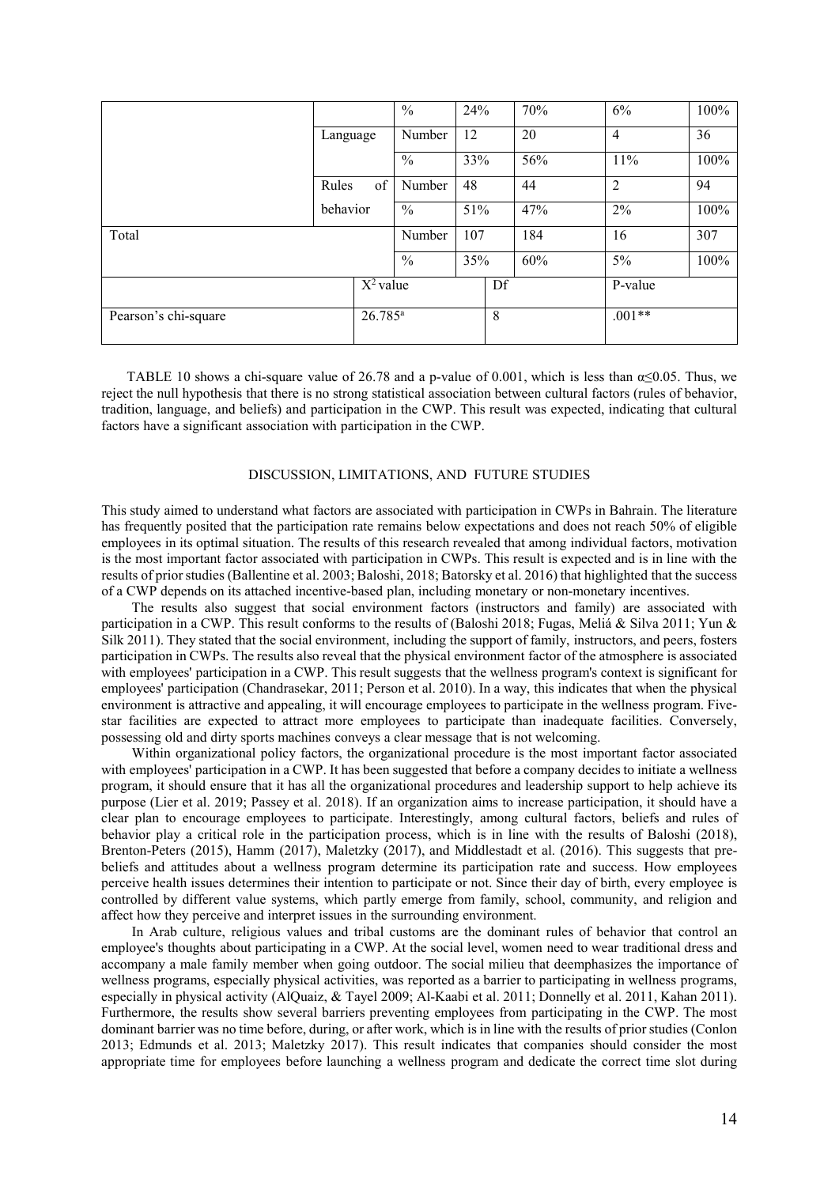| | | | | | | |
|---|---|---|---|---|---|---|
| | | % | 24% | 70% | 6% | 100% |
| | Language | Number | 12 | 20 | 4 | 36 |
| | | % | 33% | 56% | 11% | 100% |
| | Rules of behavior | Number | 48 | 44 | 2 | 94 |
| | | % | 51% | 47% | 2% | 100% |
| Total | | Number | 107 | 184 | 16 | 307 |
| | | % | 35% | 60% | 5% | 100% |
| | $X^2$ value | | | Df | P-value | |
| Pearson's chi-square | 26.785[a] | | | 8 | .001** | |

TABLE 10 shows a chi-square value of 26.78 and a p-value of 0.001, which is less than $\alpha \leq 0.05$. Thus, we reject the null hypothesis that there is no strong statistical association between cultural factors (rules of behavior, tradition, language, and beliefs) and participation in the CWP. This result was expected, indicating that cultural factors have a significant association with participation in the CWP.

## DISCUSSION, LIMITATIONS, AND FUTURE STUDIES

This study aimed to understand what factors are associated with participation in CWPs in Bahrain. The literature has frequently posited that the participation rate remains below expectations and does not reach 50% of eligible employees in its optimal situation. The results of this research revealed that among individual factors, motivation is the most important factor associated with participation in CWPs. This result is expected and is in line with the results of prior studies (Ballentine et al. 2003; Baloshi, 2018; Batorsky et al. 2016) that highlighted that the success of a CWP depends on its attached incentive-based plan, including monetary or non-monetary incentives.

The results also suggest that social environment factors (instructors and family) are associated with participation in a CWP. This result conforms to the results of (Baloshi 2018; Fugas, Meliá & Silva 2011; Yun & Silk 2011). They stated that the social environment, including the support of family, instructors, and peers, fosters participation in CWPs. The results also reveal that the physical environment factor of the atmosphere is associated with employees' participation in a CWP. This result suggests that the wellness program's context is significant for employees' participation (Chandrasekar, 2011; Person et al. 2010). In a way, this indicates that when the physical environment is attractive and appealing, it will encourage employees to participate in the wellness program. Five-star facilities are expected to attract more employees to participate than inadequate facilities. Conversely, possessing old and dirty sports machines conveys a clear message that is not welcoming.

Within organizational policy factors, the organizational procedure is the most important factor associated with employees' participation in a CWP. It has been suggested that before a company decides to initiate a wellness program, it should ensure that it has all the organizational procedures and leadership support to help achieve its purpose (Lier et al. 2019; Passey et al. 2018). If an organization aims to increase participation, it should have a clear plan to encourage employees to participate. Interestingly, among cultural factors, beliefs and rules of behavior play a critical role in the participation process, which is in line with the results of Baloshi (2018), Brenton-Peters (2015), Hamm (2017), Maletzky (2017), and Middlestadt et al. (2016). This suggests that pre-beliefs and attitudes about a wellness program determine its participation rate and success. How employees perceive health issues determines their intention to participate or not. Since their day of birth, every employee is controlled by different value systems, which partly emerge from family, school, community, and religion and affect how they perceive and interpret issues in the surrounding environment.

In Arab culture, religious values and tribal customs are the dominant rules of behavior that control an employee's thoughts about participating in a CWP. At the social level, women need to wear traditional dress and accompany a male family member when going outdoor. The social milieu that deemphasizes the importance of wellness programs, especially physical activities, was reported as a barrier to participating in wellness programs, especially in physical activity (AlQuaiz, & Tayel 2009; Al-Kaabi et al. 2011; Donnelly et al. 2011, Kahan 2011). Furthermore, the results show several barriers preventing employees from participating in the CWP. The most dominant barrier was no time before, during, or after work, which is in line with the results of prior studies (Conlon 2013; Edmunds et al. 2013; Maletzky 2017). This result indicates that companies should consider the most appropriate time for employees before launching a wellness program and dedicate the correct time slot during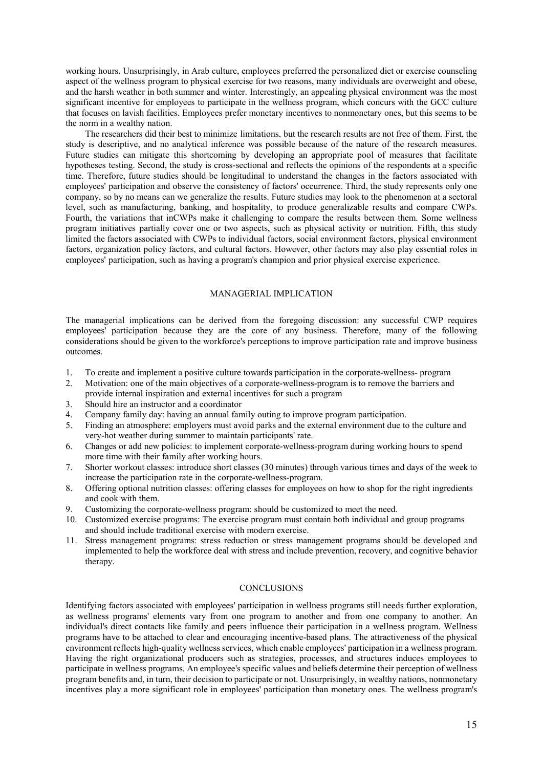working hours. Unsurprisingly, in Arab culture, employees preferred the personalized diet or exercise counseling aspect of the wellness program to physical exercise for two reasons, many individuals are overweight and obese, and the harsh weather in both summer and winter. Interestingly, an appealing physical environment was the most significant incentive for employees to participate in the wellness program, which concurs with the GCC culture that focuses on lavish facilities. Employees prefer monetary incentives to nonmonetary ones, but this seems to be the norm in a wealthy nation.

The researchers did their best to minimize limitations, but the research results are not free of them. First, the study is descriptive, and no analytical inference was possible because of the nature of the research measures. Future studies can mitigate this shortcoming by developing an appropriate pool of measures that facilitate hypotheses testing. Second, the study is cross-sectional and reflects the opinions of the respondents at a specific time. Therefore, future studies should be longitudinal to understand the changes in the factors associated with employees' participation and observe the consistency of factors' occurrence. Third, the study represents only one company, so by no means can we generalize the results. Future studies may look to the phenomenon at a sectoral level, such as manufacturing, banking, and hospitality, to produce generalizable results and compare CWPs. Fourth, the variations that inCWPs make it challenging to compare the results between them. Some wellness program initiatives partially cover one or two aspects, such as physical activity or nutrition. Fifth, this study limited the factors associated with CWPs to individual factors, social environment factors, physical environment factors, organization policy factors, and cultural factors. However, other factors may also play essential roles in employees' participation, such as having a program's champion and prior physical exercise experience.

## MANAGERIAL IMPLICATION

The managerial implications can be derived from the foregoing discussion: any successful CWP requires employees' participation because they are the core of any business. Therefore, many of the following considerations should be given to the workforce's perceptions to improve participation rate and improve business outcomes.

1. To create and implement a positive culture towards participation in the corporate-wellness- program
2. Motivation: one of the main objectives of a corporate-wellness-program is to remove the barriers and provide internal inspiration and external incentives for such a program
3. Should hire an instructor and a coordinator
4. Company family day: having an annual family outing to improve program participation.
5. Finding an atmosphere: employers must avoid parks and the external environment due to the culture and very-hot weather during summer to maintain participants' rate.
6. Changes or add new policies: to implement corporate-wellness-program during working hours to spend more time with their family after working hours.
7. Shorter workout classes: introduce short classes (30 minutes) through various times and days of the week to increase the participation rate in the corporate-wellness-program.
8. Offering optional nutrition classes: offering classes for employees on how to shop for the right ingredients and cook with them.
9. Customizing the corporate-wellness program: should be customized to meet the need.
10. Customized exercise programs: The exercise program must contain both individual and group programs and should include traditional exercise with modern exercise.
11. Stress management programs: stress reduction or stress management programs should be developed and implemented to help the workforce deal with stress and include prevention, recovery, and cognitive behavior therapy.

## CONCLUSIONS

Identifying factors associated with employees' participation in wellness programs still needs further exploration, as wellness programs' elements vary from one program to another and from one company to another. An individual's direct contacts like family and peers influence their participation in a wellness program. Wellness programs have to be attached to clear and encouraging incentive-based plans. The attractiveness of the physical environment reflects high-quality wellness services, which enable employees' participation in a wellness program. Having the right organizational producers such as strategies, processes, and structures induces employees to participate in wellness programs. An employee's specific values and beliefs determine their perception of wellness program benefits and, in turn, their decision to participate or not. Unsurprisingly, in wealthy nations, nonmonetary incentives play a more significant role in employees' participation than monetary ones. The wellness program's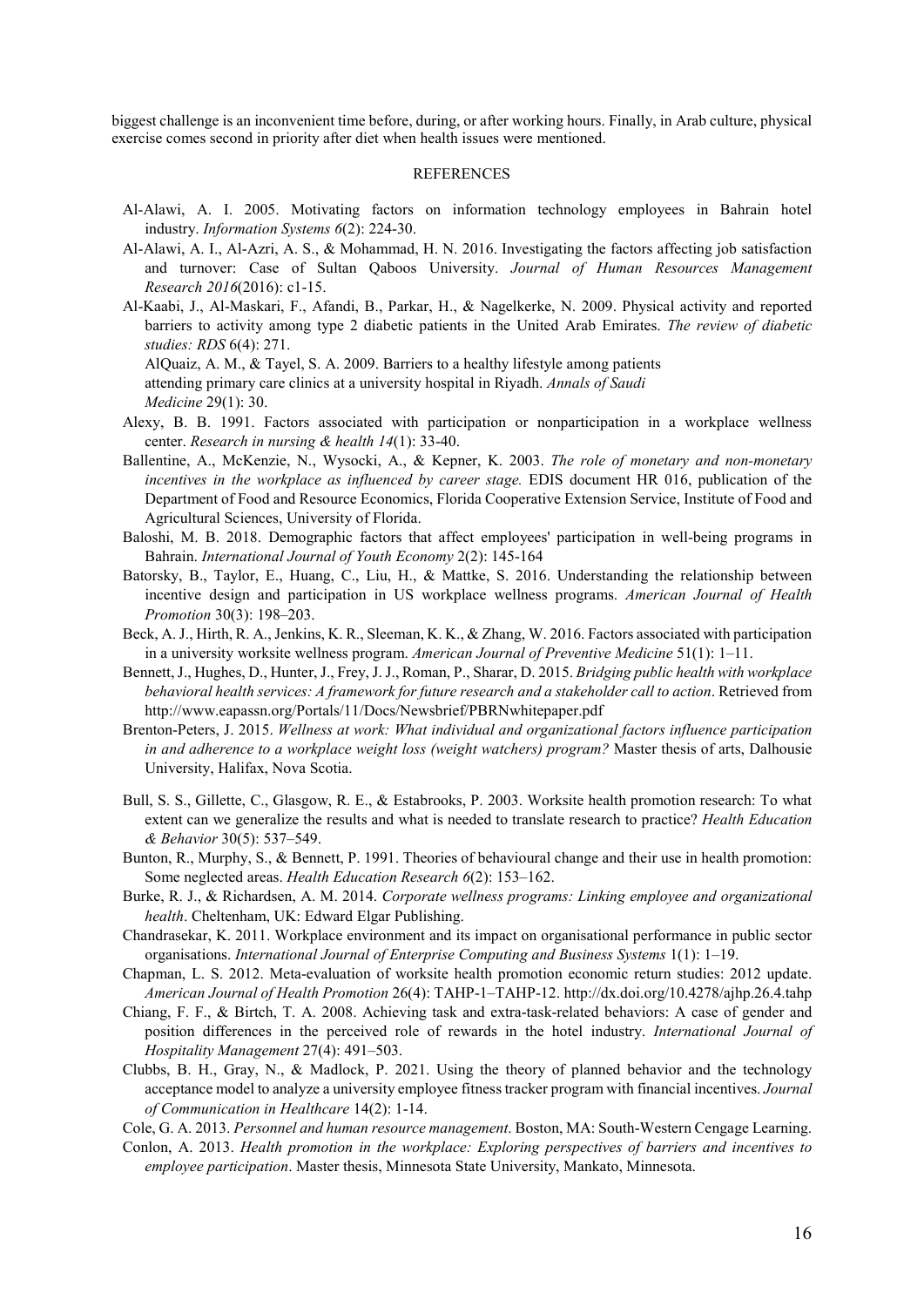biggest challenge is an inconvenient time before, during, or after working hours. Finally, in Arab culture, physical exercise comes second in priority after diet when health issues were mentioned.

## REFERENCES

Al-Alawi, A. I. 2005. Motivating factors on information technology employees in Bahrain hotel industry. *Information Systems 6*(2): 224-30.

Al-Alawi, A. I., Al-Azri, A. S., & Mohammad, H. N. 2016. Investigating the factors affecting job satisfaction and turnover: Case of Sultan Qaboos University. *Journal of Human Resources Management Research 2016*(2016): c1-15.

Al-Kaabi, J., Al-Maskari, F., Afandi, B., Parkar, H., & Nagelkerke, N. 2009. Physical activity and reported barriers to activity among type 2 diabetic patients in the United Arab Emirates. *The review of diabetic studies: RDS* 6(4): 271.

AlQuaiz, A. M., & Tayel, S. A. 2009. Barriers to a healthy lifestyle among patients attending primary care clinics at a university hospital in Riyadh. *Annals of Saudi Medicine* 29(1): 30.

Alexy, B. B. 1991. Factors associated with participation or nonparticipation in a workplace wellness center. *Research in nursing & health 14*(1): 33-40.

Ballentine, A., McKenzie, N., Wysocki, A., & Kepner, K. 2003. *The role of monetary and non-monetary incentives in the workplace as influenced by career stage.* EDIS document HR 016, publication of the Department of Food and Resource Economics, Florida Cooperative Extension Service, Institute of Food and Agricultural Sciences, University of Florida.

Baloshi, M. B. 2018. Demographic factors that affect employees' participation in well-being programs in Bahrain. *International Journal of Youth Economy* 2(2): 145-164

Batorsky, B., Taylor, E., Huang, C., Liu, H., & Mattke, S. 2016. Understanding the relationship between incentive design and participation in US workplace wellness programs. *American Journal of Health Promotion* 30(3): 198–203.

Beck, A. J., Hirth, R. A., Jenkins, K. R., Sleeman, K. K., & Zhang, W. 2016. Factors associated with participation in a university worksite wellness program. *American Journal of Preventive Medicine* 51(1): 1–11.

Bennett, J., Hughes, D., Hunter, J., Frey, J. J., Roman, P., Sharar, D. 2015. *Bridging public health with workplace behavioral health services: A framework for future research and a stakeholder call to action*. Retrieved from http://www.eapassn.org/Portals/11/Docs/Newsbrief/PBRNwhitepaper.pdf

Brenton-Peters, J. 2015. *Wellness at work: What individual and organizational factors influence participation in and adherence to a workplace weight loss (weight watchers) program?* Master thesis of arts, Dalhousie University, Halifax, Nova Scotia.

Bull, S. S., Gillette, C., Glasgow, R. E., & Estabrooks, P. 2003. Worksite health promotion research: To what extent can we generalize the results and what is needed to translate research to practice? *Health Education & Behavior* 30(5): 537–549.

Bunton, R., Murphy, S., & Bennett, P. 1991. Theories of behavioural change and their use in health promotion: Some neglected areas. *Health Education Research 6*(2): 153–162.

Burke, R. J., & Richardsen, A. M. 2014. *Corporate wellness programs: Linking employee and organizational health*. Cheltenham, UK: Edward Elgar Publishing.

Chandrasekar, K. 2011. Workplace environment and its impact on organisational performance in public sector organisations. *International Journal of Enterprise Computing and Business Systems* 1(1): 1–19.

Chapman, L. S. 2012. Meta-evaluation of worksite health promotion economic return studies: 2012 update. *American Journal of Health Promotion* 26(4): TAHP-1–TAHP-12. http://dx.doi.org/10.4278/ajhp.26.4.tahp

Chiang, F. F., & Birtch, T. A. 2008. Achieving task and extra-task-related behaviors: A case of gender and position differences in the perceived role of rewards in the hotel industry. *International Journal of Hospitality Management* 27(4): 491–503.

Clubbs, B. H., Gray, N., & Madlock, P. 2021. Using the theory of planned behavior and the technology acceptance model to analyze a university employee fitness tracker program with financial incentives. *Journal of Communication in Healthcare* 14(2): 1-14.

Cole, G. A. 2013. *Personnel and human resource management*. Boston, MA: South-Western Cengage Learning.

Conlon, A. 2013. *Health promotion in the workplace: Exploring perspectives of barriers and incentives to employee participation*. Master thesis, Minnesota State University, Mankato, Minnesota.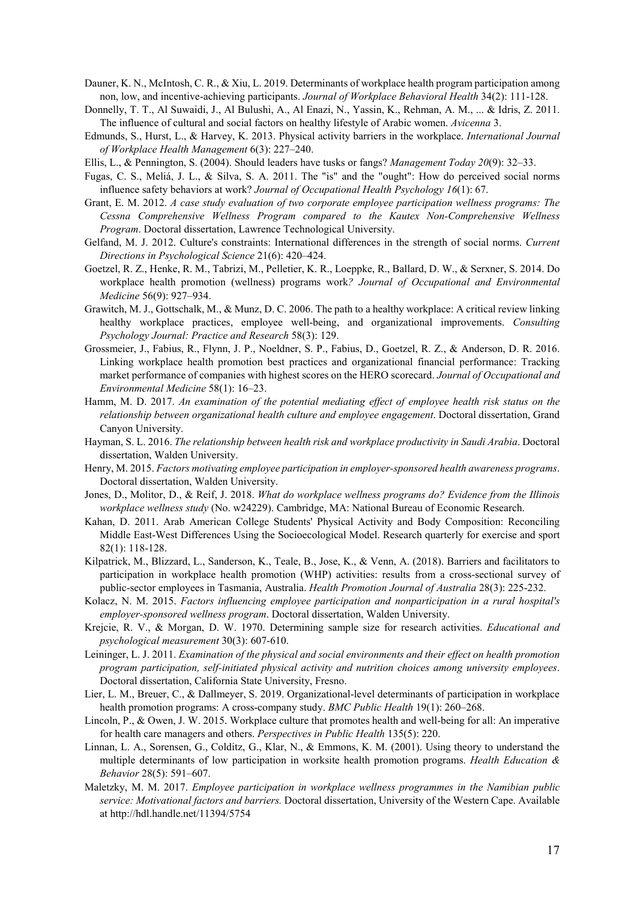Dauner, K. N., McIntosh, C. R., & Xiu, L. 2019. Determinants of workplace health program participation among non, low, and incentive-achieving participants. *Journal of Workplace Behavioral Health* 34(2): 111-128.

Donnelly, T. T., Al Suwaidi, J., Al Bulushi, A., Al Enazi, N., Yassin, K., Rehman, A. M., ... & Idris, Z. 2011. The influence of cultural and social factors on healthy lifestyle of Arabic women. *Avicenna* 3.

Edmunds, S., Hurst, L., & Harvey, K. 2013. Physical activity barriers in the workplace. *International Journal of Workplace Health Management* 6(3): 227–240.

Ellis, L., & Pennington, S. (2004). Should leaders have tusks or fangs? *Management Today 20*(9): 32–33.

Fugas, C. S., Meliá, J. L., & Silva, S. A. 2011. The "is" and the "ought": How do perceived social norms influence safety behaviors at work? *Journal of Occupational Health Psychology 16*(1): 67.

Grant, E. M. 2012. *A case study evaluation of two corporate employee participation wellness programs: The Cessna Comprehensive Wellness Program compared to the Kautex Non-Comprehensive Wellness Program*. Doctoral dissertation, Lawrence Technological University.

Gelfand, M. J. 2012. Culture's constraints: International differences in the strength of social norms. *Current Directions in Psychological Science* 21(6): 420–424.

Goetzel, R. Z., Henke, R. M., Tabrizi, M., Pelletier, K. R., Loeppke, R., Ballard, D. W., & Serxner, S. 2014. Do workplace health promotion (wellness) programs work*? Journal of Occupational and Environmental Medicine* 56(9): 927–934.

Grawitch, M. J., Gottschalk, M., & Munz, D. C. 2006. The path to a healthy workplace: A critical review linking healthy workplace practices, employee well-being, and organizational improvements. *Consulting Psychology Journal: Practice and Research* 58(3): 129.

Grossmeier, J., Fabius, R., Flynn, J. P., Noeldner, S. P., Fabius, D., Goetzel, R. Z., & Anderson, D. R. 2016. Linking workplace health promotion best practices and organizational financial performance: Tracking market performance of companies with highest scores on the HERO scorecard. *Journal of Occupational and Environmental Medicine* 58(1): 16–23.

Hamm, M. D. 2017. *An examination of the potential mediating effect of employee health risk status on the relationship between organizational health culture and employee engagement*. Doctoral dissertation, Grand Canyon University.

Hayman, S. L. 2016. *The relationship between health risk and workplace productivity in Saudi Arabia*. Doctoral dissertation, Walden University.

Henry, M. 2015. *Factors motivating employee participation in employer-sponsored health awareness programs*. Doctoral dissertation, Walden University.

Jones, D., Molitor, D., & Reif, J. 2018. *What do workplace wellness programs do? Evidence from the Illinois workplace wellness study* (No. w24229). Cambridge, MA: National Bureau of Economic Research.

Kahan, D. 2011. Arab American College Students' Physical Activity and Body Composition: Reconciling Middle East-West Differences Using the Socioecological Model. Research quarterly for exercise and sport 82(1): 118-128.

Kilpatrick, M., Blizzard, L., Sanderson, K., Teale, B., Jose, K., & Venn, A. (2018). Barriers and facilitators to participation in workplace health promotion (WHP) activities: results from a cross-sectional survey of public-sector employees in Tasmania, Australia. *Health Promotion Journal of Australia* 28(3): 225-232.

Kolacz, N. M. 2015. *Factors influencing employee participation and nonparticipation in a rural hospital's employer-sponsored wellness program*. Doctoral dissertation, Walden University.

Krejcie, R. V., & Morgan, D. W. 1970. Determining sample size for research activities. *Educational and psychological measurement* 30(3): 607-610.

Leininger, L. J. 2011. *Examination of the physical and social environments and their effect on health promotion program participation, self-initiated physical activity and nutrition choices among university employees*. Doctoral dissertation, California State University, Fresno.

Lier, L. M., Breuer, C., & Dallmeyer, S. 2019. Organizational-level determinants of participation in workplace health promotion programs: A cross-company study. *BMC Public Health* 19(1): 260–268.

Lincoln, P., & Owen, J. W. 2015. Workplace culture that promotes health and well-being for all: An imperative for health care managers and others. *Perspectives in Public Health* 135(5): 220.

Linnan, L. A., Sorensen, G., Colditz, G., Klar, N., & Emmons, K. M. (2001). Using theory to understand the multiple determinants of low participation in worksite health promotion programs. *Health Education & Behavior* 28(5): 591–607.

Maletzky, M. M. 2017. *Employee participation in workplace wellness programmes in the Namibian public service: Motivational factors and barriers.* Doctoral dissertation, University of the Western Cape. Available at http://hdl.handle.net/11394/5754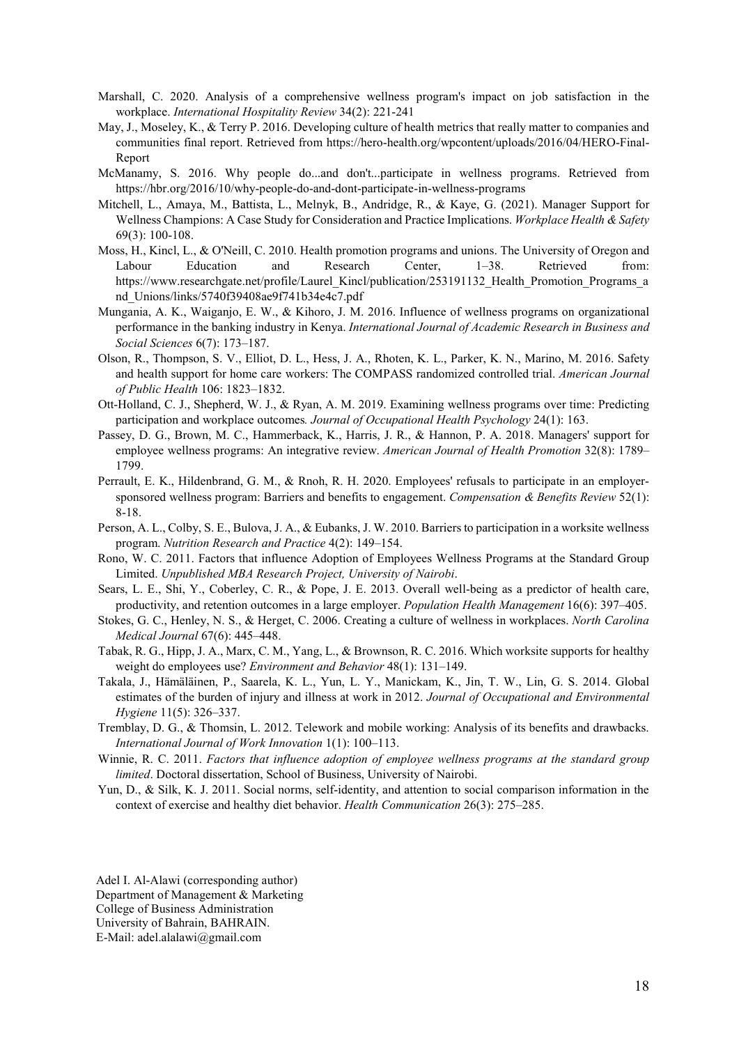Marshall, C. 2020. Analysis of a comprehensive wellness program's impact on job satisfaction in the workplace. *International Hospitality Review* 34(2): 221-241

May, J., Moseley, K., & Terry P. 2016. Developing culture of health metrics that really matter to companies and communities final report. Retrieved from https://hero-health.org/wpcontent/uploads/2016/04/HERO-Final-Report

McManamy, S. 2016. Why people do...and don't...participate in wellness programs. Retrieved from https://hbr.org/2016/10/why-people-do-and-dont-participate-in-wellness-programs

Mitchell, L., Amaya, M., Battista, L., Melnyk, B., Andridge, R., & Kaye, G. (2021). Manager Support for Wellness Champions: A Case Study for Consideration and Practice Implications. *Workplace Health & Safety* 69(3): 100-108.

Moss, H., Kincl, L., & O'Neill, C. 2010. Health promotion programs and unions. The University of Oregon and Labour Education and Research Center, 1–38. Retrieved from: https://www.researchgate.net/profile/Laurel_Kincl/publication/253191132_Health_Promotion_Programs_and_Unions/links/5740f39408ae9f741b34e4c7.pdf

Mungania, A. K., Waiganjo, E. W., & Kihoro, J. M. 2016. Influence of wellness programs on organizational performance in the banking industry in Kenya. *International Journal of Academic Research in Business and Social Sciences* 6(7): 173–187.

Olson, R., Thompson, S. V., Elliot, D. L., Hess, J. A., Rhoten, K. L., Parker, K. N., Marino, M. 2016. Safety and health support for home care workers: The COMPASS randomized controlled trial. *American Journal of Public Health* 106: 1823–1832.

Ott-Holland, C. J., Shepherd, W. J., & Ryan, A. M. 2019. Examining wellness programs over time: Predicting participation and workplace outcomes*. Journal of Occupational Health Psychology* 24(1): 163.

Passey, D. G., Brown, M. C., Hammerback, K., Harris, J. R., & Hannon, P. A. 2018. Managers' support for employee wellness programs: An integrative review. *American Journal of Health Promotion* 32(8): 1789–1799.

Perrault, E. K., Hildenbrand, G. M., & Rnoh, R. H. 2020. Employees' refusals to participate in an employer-sponsored wellness program: Barriers and benefits to engagement. *Compensation & Benefits Review* 52(1): 8-18.

Person, A. L., Colby, S. E., Bulova, J. A., & Eubanks, J. W. 2010. Barriers to participation in a worksite wellness program*. Nutrition Research and Practice* 4(2): 149–154.

Rono, W. C. 2011. Factors that influence Adoption of Employees Wellness Programs at the Standard Group Limited. *Unpublished MBA Research Project, University of Nairobi*.

Sears, L. E., Shi, Y., Coberley, C. R., & Pope, J. E. 2013. Overall well-being as a predictor of health care, productivity, and retention outcomes in a large employer. *Population Health Management* 16(6): 397–405.

Stokes, G. C., Henley, N. S., & Herget, C. 2006. Creating a culture of wellness in workplaces. *North Carolina Medical Journal* 67(6): 445–448.

Tabak, R. G., Hipp, J. A., Marx, C. M., Yang, L., & Brownson, R. C. 2016. Which worksite supports for healthy weight do employees use? *Environment and Behavior* 48(1): 131–149.

Takala, J., Hämäläinen, P., Saarela, K. L., Yun, L. Y., Manickam, K., Jin, T. W., Lin, G. S. 2014. Global estimates of the burden of injury and illness at work in 2012. *Journal of Occupational and Environmental Hygiene* 11(5): 326–337.

Tremblay, D. G., & Thomsin, L. 2012. Telework and mobile working: Analysis of its benefits and drawbacks. *International Journal of Work Innovation* 1(1): 100–113.

Winnie, R. C. 2011. *Factors that influence adoption of employee wellness programs at the standard group limited*. Doctoral dissertation, School of Business, University of Nairobi.

Yun, D., & Silk, K. J. 2011. Social norms, self-identity, and attention to social comparison information in the context of exercise and healthy diet behavior. *Health Communication* 26(3): 275–285.

Adel I. Al-Alawi (corresponding author)
Department of Management & Marketing
College of Business Administration
University of Bahrain, BAHRAIN.
E-Mail: adel.alalawi@gmail.com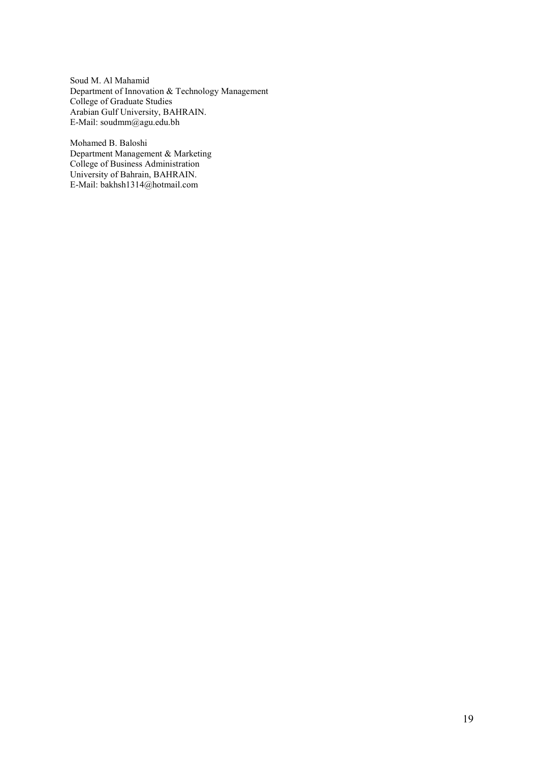Soud M. Al Mahamid
Department of Innovation & Technology Management
College of Graduate Studies
Arabian Gulf University, BAHRAIN.
E-Mail: soudmm@agu.edu.bh

Mohamed B. Baloshi
Department Management & Marketing
College of Business Administration
University of Bahrain, BAHRAIN.
E-Mail: bakhsh1314@hotmail.com